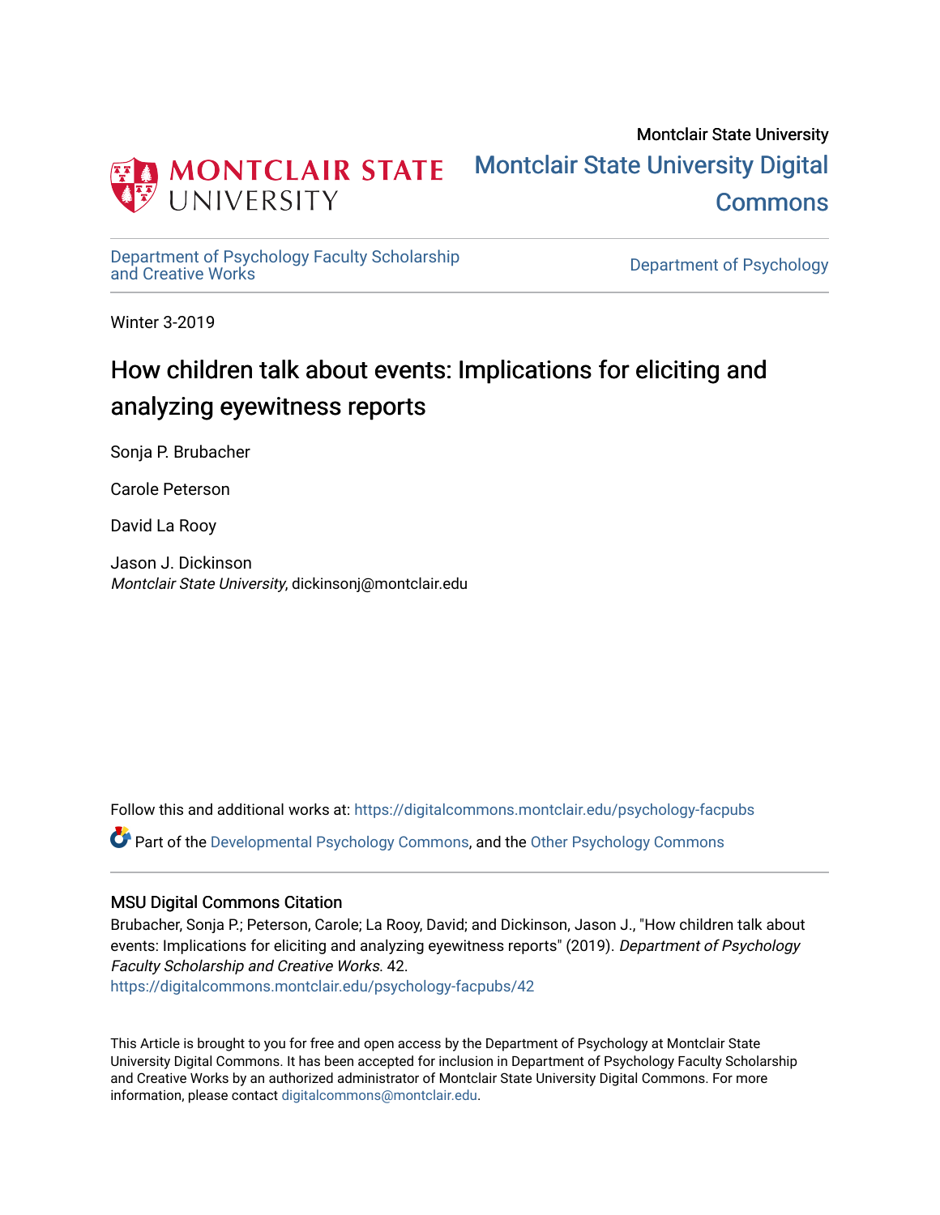Montclair State University

# Montclair State University Digital Commons

Department of Psychology Faculty Scholarship and Creative Works

Department of Psychology

Winter 3-2019

## How children talk about events: Implications for eliciting and analyzing eyewitness reports

Sonja P. Brubacher

Carole Peterson

David La Rooy

Jason J. Dickinson
*Montclair State University*, dickinsonj@montclair.edu

Follow this and additional works at: https://digitalcommons.montclair.edu/psychology-facpubs

Part of the Developmental Psychology Commons, and the Other Psychology Commons

### MSU Digital Commons Citation

Brubacher, Sonja P.; Peterson, Carole; La Rooy, David; and Dickinson, Jason J., "How children talk about events: Implications for eliciting and analyzing eyewitness reports" (2019). *Department of Psychology Faculty Scholarship and Creative Works*. 42.
https://digitalcommons.montclair.edu/psychology-facpubs/42

This Article is brought to you for free and open access by the Department of Psychology at Montclair State University Digital Commons. It has been accepted for inclusion in Department of Psychology Faculty Scholarship and Creative Works by an authorized administrator of Montclair State University Digital Commons. For more information, please contact digitalcommons@montclair.edu.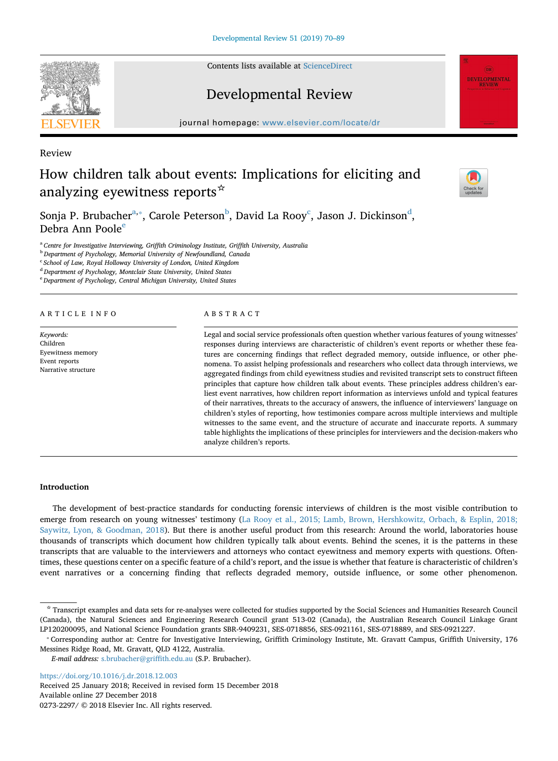Review

# How children talk about events: Implications for eliciting and analyzing eyewitness reports☆

Sonja P. Brubacher[a,*], Carole Peterson[b], David La Rooy[c], Jason J. Dickinson[d], Debra Ann Poole[e]

[a] Centre for Investigative Interviewing, Griffith Criminology Institute, Griffith University, Australia
[b] Department of Psychology, Memorial University of Newfoundland, Canada
[c] School of Law, Royal Holloway University of London, United Kingdom
[d] Department of Psychology, Montclair State University, United States
[e] Department of Psychology, Central Michigan University, United States

ARTICLE INFO

*Keywords:*
Children
Eyewitness memory
Event reports
Narrative structure

ABSTRACT

Legal and social service professionals often question whether various features of young witnesses' responses during interviews are characteristic of children's event reports or whether these features are concerning findings that reflect degraded memory, outside influence, or other phenomena. To assist helping professionals and researchers who collect data through interviews, we aggregated findings from child eyewitness studies and revisited transcript sets to construct fifteen principles that capture how children talk about events. These principles address children's earliest event narratives, how children report information as interviews unfold and typical features of their narratives, threats to the accuracy of answers, the influence of interviewers' language on children's styles of reporting, how testimonies compare across multiple interviews and multiple witnesses to the same event, and the structure of accurate and inaccurate reports. A summary table highlights the implications of these principles for interviewers and the decision-makers who analyze children's reports.

## Introduction

The development of best-practice standards for conducting forensic interviews of children is the most visible contribution to emerge from research on young witnesses' testimony (La Rooy et al., 2015; Lamb, Brown, Hershkowitz, Orbach, & Esplin, 2018; Saywitz, Lyon, & Goodman, 2018). But there is another useful product from this research: Around the world, laboratories house thousands of transcripts which document how children typically talk about events. Behind the scenes, it is the patterns in these transcripts that are valuable to the interviewers and attorneys who contact eyewitness and memory experts with questions. Oftentimes, these questions center on a specific feature of a child's report, and the issue is whether that feature is characteristic of children's event narratives or a concerning finding that reflects degraded memory, outside influence, or some other phenomenon.

☆ Transcript examples and data sets for re-analyses were collected for studies supported by the Social Sciences and Humanities Research Council (Canada), the Natural Sciences and Engineering Research Council grant 513-02 (Canada), the Australian Research Council Linkage Grant LP120200095, and National Science Foundation grants SBR-9409231, SES-0718856, SES-0921161, SES-0718889, and SES-0921227.

* Corresponding author at: Centre for Investigative Interviewing, Griffith Criminology Institute, Mt. Gravatt Campus, Griffith University, 176 Messines Ridge Road, Mt. Gravatt, QLD 4122, Australia.

*E-mail address:* s.brubacher@griffith.edu.au (S.P. Brubacher).

https://doi.org/10.1016/j.dr.2018.12.003
Received 25 January 2018; Received in revised form 15 December 2018
Available online 27 December 2018
0273-2297/ © 2018 Elsevier Inc. All rights reserved.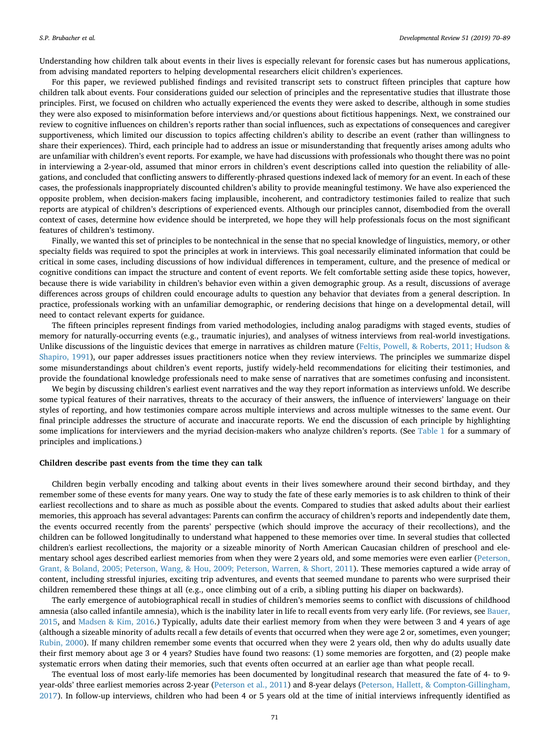Understanding how children talk about events in their lives is especially relevant for forensic cases but has numerous applications, from advising mandated reporters to helping developmental researchers elicit children's experiences.

For this paper, we reviewed published findings and revisited transcript sets to construct fifteen principles that capture how children talk about events. Four considerations guided our selection of principles and the representative studies that illustrate those principles. First, we focused on children who actually experienced the events they were asked to describe, although in some studies they were also exposed to misinformation before interviews and/or questions about fictitious happenings. Next, we constrained our review to cognitive influences on children's reports rather than social influences, such as expectations of consequences and caregiver supportiveness, which limited our discussion to topics affecting children's ability to describe an event (rather than willingness to share their experiences). Third, each principle had to address an issue or misunderstanding that frequently arises among adults who are unfamiliar with children's event reports. For example, we have had discussions with professionals who thought there was no point in interviewing a 2-year-old, assumed that minor errors in children's event descriptions called into question the reliability of allegations, and concluded that conflicting answers to differently-phrased questions indexed lack of memory for an event. In each of these cases, the professionals inappropriately discounted children's ability to provide meaningful testimony. We have also experienced the opposite problem, when decision-makers facing implausible, incoherent, and contradictory testimonies failed to realize that such reports are atypical of children's descriptions of experienced events. Although our principles cannot, disembodied from the overall context of cases, determine how evidence should be interpreted, we hope they will help professionals focus on the most significant features of children's testimony.

Finally, we wanted this set of principles to be nontechnical in the sense that no special knowledge of linguistics, memory, or other specialty fields was required to spot the principles at work in interviews. This goal necessarily eliminated information that could be critical in some cases, including discussions of how individual differences in temperament, culture, and the presence of medical or cognitive conditions can impact the structure and content of event reports. We felt comfortable setting aside these topics, however, because there is wide variability in children's behavior even within a given demographic group. As a result, discussions of average differences across groups of children could encourage adults to question any behavior that deviates from a general description. In practice, professionals working with an unfamiliar demographic, or rendering decisions that hinge on a developmental detail, will need to contact relevant experts for guidance.

The fifteen principles represent findings from varied methodologies, including analog paradigms with staged events, studies of memory for naturally-occurring events (e.g., traumatic injuries), and analyses of witness interviews from real-world investigations. Unlike discussions of the linguistic devices that emerge in narratives as children mature (Feltis, Powell, & Roberts, 2011; Hudson & Shapiro, 1991), our paper addresses issues practitioners notice when they review interviews. The principles we summarize dispel some misunderstandings about children's event reports, justify widely-held recommendations for eliciting their testimonies, and provide the foundational knowledge professionals need to make sense of narratives that are sometimes confusing and inconsistent.

We begin by discussing children's earliest event narratives and the way they report information as interviews unfold. We describe some typical features of their narratives, threats to the accuracy of their answers, the influence of interviewers' language on their styles of reporting, and how testimonies compare across multiple interviews and across multiple witnesses to the same event. Our final principle addresses the structure of accurate and inaccurate reports. We end the discussion of each principle by highlighting some implications for interviewers and the myriad decision-makers who analyze children's reports. (See Table 1 for a summary of principles and implications.)

## Children describe past events from the time they can talk

Children begin verbally encoding and talking about events in their lives somewhere around their second birthday, and they remember some of these events for many years. One way to study the fate of these early memories is to ask children to think of their earliest recollections and to share as much as possible about the events. Compared to studies that asked adults about their earliest memories, this approach has several advantages: Parents can confirm the accuracy of children's reports and independently date them, the events occurred recently from the parents' perspective (which should improve the accuracy of their recollections), and the children can be followed longitudinally to understand what happened to these memories over time. In several studies that collected children's earliest recollections, the majority or a sizeable minority of North American Caucasian children of preschool and elementary school ages described earliest memories from when they were 2 years old, and some memories were even earlier (Peterson, Grant, & Boland, 2005; Peterson, Wang, & Hou, 2009; Peterson, Warren, & Short, 2011). These memories captured a wide array of content, including stressful injuries, exciting trip adventures, and events that seemed mundane to parents who were surprised their children remembered these things at all (e.g., once climbing out of a crib, a sibling putting his diaper on backwards).

The early emergence of autobiographical recall in studies of children's memories seems to conflict with discussions of childhood amnesia (also called infantile amnesia), which is the inability later in life to recall events from very early life. (For reviews, see Bauer, 2015, and Madsen & Kim, 2016.) Typically, adults date their earliest memory from when they were between 3 and 4 years of age (although a sizeable minority of adults recall a few details of events that occurred when they were age 2 or, sometimes, even younger; Rubin, 2000). If many children remember some events that occurred when they were 2 years old, then why do adults usually date their first memory about age 3 or 4 years? Studies have found two reasons: (1) some memories are forgotten, and (2) people make systematic errors when dating their memories, such that events often occurred at an earlier age than what people recall.

The eventual loss of most early-life memories has been documented by longitudinal research that measured the fate of 4- to 9-year-olds' three earliest memories across 2-year (Peterson et al., 2011) and 8-year delays (Peterson, Hallett, & Compton-Gillingham, 2017). In follow-up interviews, children who had been 4 or 5 years old at the time of initial interviews infrequently identified as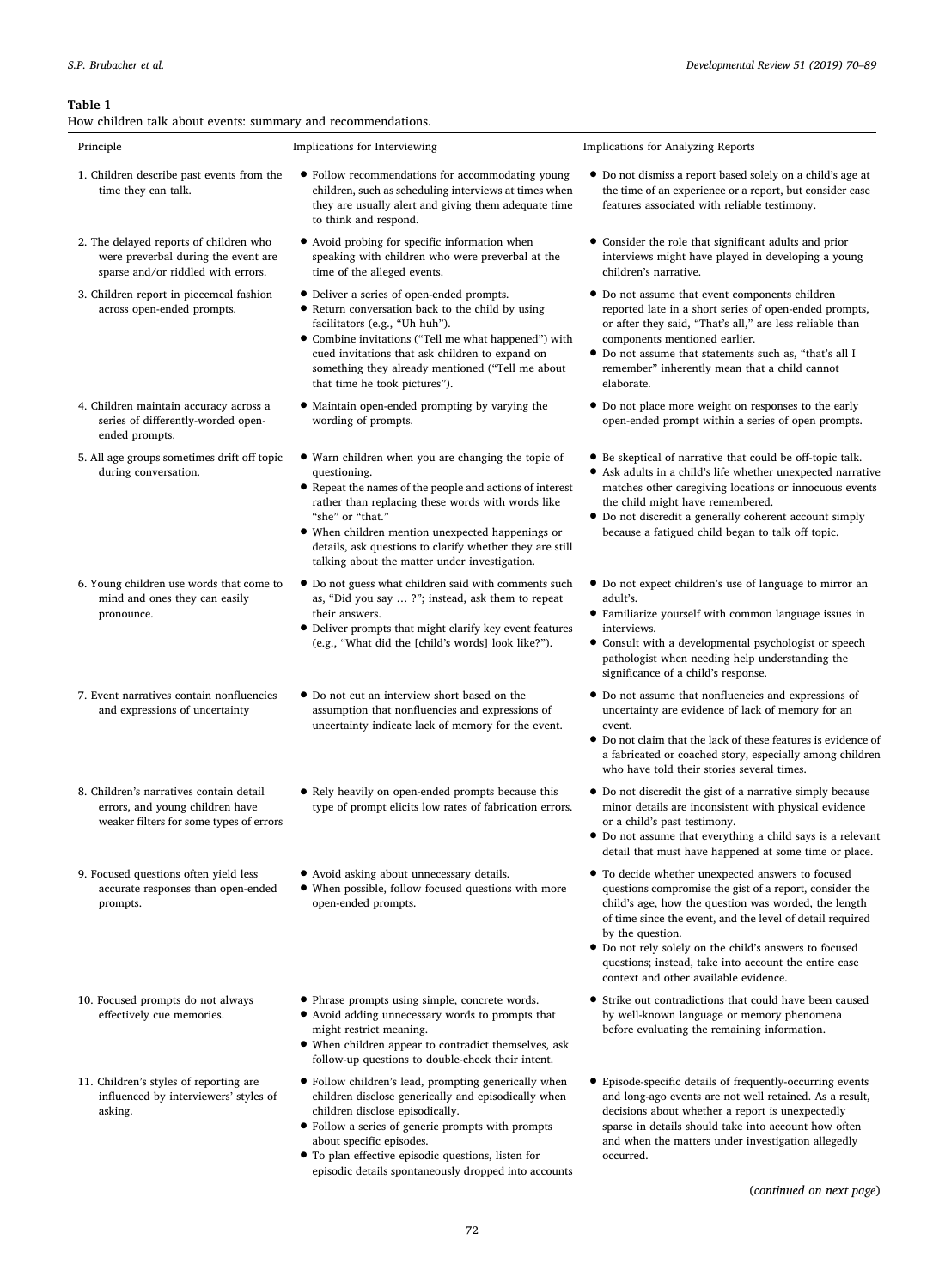**Table 1**
How children talk about events: summary and recommendations.

| Principle | Implications for Interviewing | Implications for Analyzing Reports |
|---|---|---|
| 1. Children describe past events from the time they can talk. | • Follow recommendations for accommodating young children, such as scheduling interviews at times when they are usually alert and giving them adequate time to think and respond. | • Do not dismiss a report based solely on a child's age at the time of an experience or a report, but consider case features associated with reliable testimony. |
| 2. The delayed reports of children who were preverbal during the event are sparse and/or riddled with errors. | • Avoid probing for specific information when speaking with children who were preverbal at the time of the alleged events. | • Consider the role that significant adults and prior interviews might have played in developing a young children's narrative. |
| 3. Children report in piecemeal fashion across open-ended prompts. | • Deliver a series of open-ended prompts.<br>• Return conversation back to the child by using facilitators (e.g., "Uh huh").<br>• Combine invitations ("Tell me what happened") with cued invitations that ask children to expand on something they already mentioned ("Tell me about that time he took pictures"). | • Do not assume that event components children reported late in a short series of open-ended prompts, or after they said, "That's all," are less reliable than components mentioned earlier.<br>• Do not assume that statements such as, "that's all I remember" inherently mean that a child cannot elaborate. |
| 4. Children maintain accuracy across a series of differently-worded open-ended prompts. | • Maintain open-ended prompting by varying the wording of prompts. | • Do not place more weight on responses to the early open-ended prompt within a series of open prompts. |
| 5. All age groups sometimes drift off topic during conversation. | • Warn children when you are changing the topic of questioning.<br>• Repeat the names of the people and actions of interest rather than replacing these words with words like "she" or "that."<br>• When children mention unexpected happenings or details, ask questions to clarify whether they are still talking about the matter under investigation. | • Be skeptical of narrative that could be off-topic talk.<br>• Ask adults in a child's life whether unexpected narrative matches other caregiving locations or innocuous events the child might have remembered.<br>• Do not discredit a generally coherent account simply because a fatigued child began to talk off topic. |
| 6. Young children use words that come to mind and ones they can easily pronounce. | • Do not guess what children said with comments such as, "Did you say … ?"; instead, ask them to repeat their answers.<br>• Deliver prompts that might clarify key event features (e.g., "What did the [child's words] look like?"). | • Do not expect children's use of language to mirror an adult's.<br>• Familiarize yourself with common language issues in interviews.<br>• Consult with a developmental psychologist or speech pathologist when needing help understanding the significance of a child's response. |
| 7. Event narratives contain nonfluencies and expressions of uncertainty | • Do not cut an interview short based on the assumption that nonfluencies and expressions of uncertainty indicate lack of memory for the event. | • Do not assume that nonfluencies and expressions of uncertainty are evidence of lack of memory for an event.<br>• Do not claim that the lack of these features is evidence of a fabricated or coached story, especially among children who have told their stories several times. |
| 8. Children's narratives contain detail errors, and young children have weaker filters for some types of errors | • Rely heavily on open-ended prompts because this type of prompt elicits low rates of fabrication errors. | • Do not discredit the gist of a narrative simply because minor details are inconsistent with physical evidence or a child's past testimony.<br>• Do not assume that everything a child says is a relevant detail that must have happened at some time or place. |
| 9. Focused questions often yield less accurate responses than open-ended prompts. | • Avoid asking about unnecessary details.<br>• When possible, follow focused questions with more open-ended prompts. | • To decide whether unexpected answers to focused questions compromise the gist of a report, consider the child's age, how the question was worded, the length of time since the event, and the level of detail required by the question.<br>• Do not rely solely on the child's answers to focused questions; instead, take into account the entire case context and other available evidence. |
| 10. Focused prompts do not always effectively cue memories. | • Phrase prompts using simple, concrete words.<br>• Avoid adding unnecessary words to prompts that might restrict meaning.<br>• When children appear to contradict themselves, ask follow-up questions to double-check their intent. | • Strike out contradictions that could have been caused by well-known language or memory phenomena before evaluating the remaining information. |
| 11. Children's styles of reporting are influenced by interviewers' styles of asking. | • Follow children's lead, prompting generically when children disclose generically and episodically when children disclose episodically.<br>• Follow a series of generic prompts with prompts about specific episodes.<br>• To plan effective episodic questions, listen for episodic details spontaneously dropped into accounts | • Episode-specific details of frequently-occurring events and long-ago events are not well retained. As a result, decisions about whether a report is unexpectedly sparse in details should take into account how often and when the matters under investigation allegedly occurred. |

(*continued on next page*)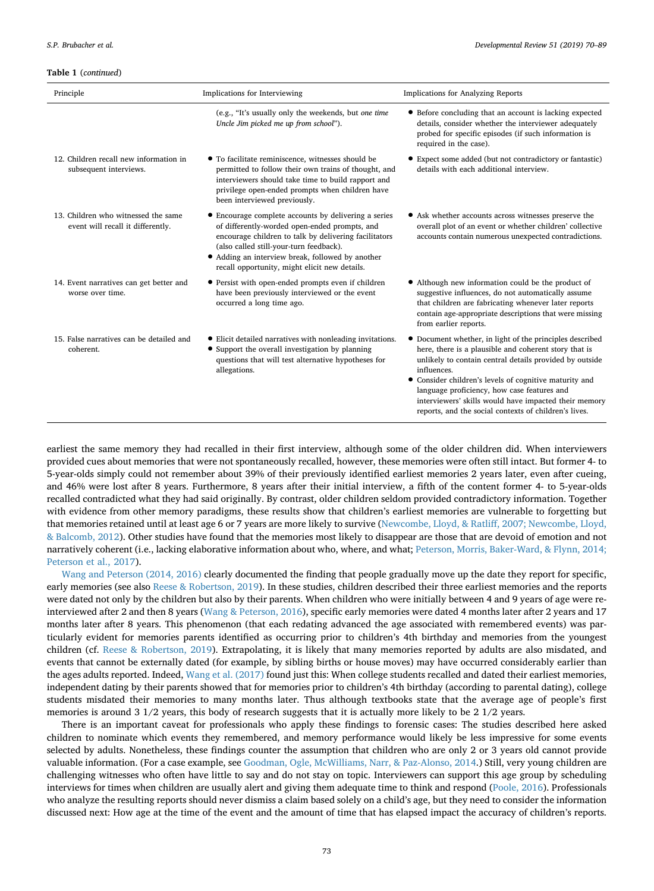**Table 1** (*continued*)

| Principle | Implications for Interviewing | Implications for Analyzing Reports |
|---|---|---|
| | (e.g., "It's usually only the weekends, but *one time Uncle Jim picked me up from school*"). | • Before concluding that an account is lacking expected details, consider whether the interviewer adequately probed for specific episodes (if such information is required in the case). |
| 12. Children recall new information in subsequent interviews. | • To facilitate reminiscence, witnesses should be permitted to follow their own trains of thought, and interviewers should take time to build rapport and privilege open-ended prompts when children have been interviewed previously. | • Expect some added (but not contradictory or fantastic) details with each additional interview. |
| 13. Children who witnessed the same event will recall it differently. | • Encourage complete accounts by delivering a series of differently-worded open-ended prompts, and encourage children to talk by delivering facilitators (also called still-your-turn feedback).<br>• Adding an interview break, followed by another recall opportunity, might elicit new details. | • Ask whether accounts across witnesses preserve the overall plot of an event or whether children' collective accounts contain numerous unexpected contradictions. |
| 14. Event narratives can get better and worse over time. | • Persist with open-ended prompts even if children have been previously interviewed or the event occurred a long time ago. | • Although new information could be the product of suggestive influences, do not automatically assume that children are fabricating whenever later reports contain age-appropriate descriptions that were missing from earlier reports. |
| 15. False narratives can be detailed and coherent. | • Elicit detailed narratives with nonleading invitations.<br>• Support the overall investigation by planning questions that will test alternative hypotheses for allegations. | • Document whether, in light of the principles described here, there is a plausible and coherent story that is unlikely to contain central details provided by outside influences.<br>• Consider children's levels of cognitive maturity and language proficiency, how case features and interviewers' skills would have impacted their memory reports, and the social contexts of children's lives. |

earliest the same memory they had recalled in their first interview, although some of the older children did. When interviewers provided cues about memories that were not spontaneously recalled, however, these memories were often still intact. But former 4- to 5-year-olds simply could not remember about 39% of their previously identified earliest memories 2 years later, even after cueing, and 46% were lost after 8 years. Furthermore, 8 years after their initial interview, a fifth of the content former 4- to 5-year-olds recalled contradicted what they had said originally. By contrast, older children seldom provided contradictory information. Together with evidence from other memory paradigms, these results show that children's earliest memories are vulnerable to forgetting but that memories retained until at least age 6 or 7 years are more likely to survive (Newcombe, Lloyd, & Ratliff, 2007; Newcombe, Lloyd, & Balcomb, 2012). Other studies have found that the memories most likely to disappear are those that are devoid of emotion and not narratively coherent (i.e., lacking elaborative information about who, where, and what; Peterson, Morris, Baker-Ward, & Flynn, 2014; Peterson et al., 2017).

Wang and Peterson (2014, 2016) clearly documented the finding that people gradually move up the date they report for specific, early memories (see also Reese & Robertson, 2019). In these studies, children described their three earliest memories and the reports were dated not only by the children but also by their parents. When children who were initially between 4 and 9 years of age were re-interviewed after 2 and then 8 years (Wang & Peterson, 2016), specific early memories were dated 4 months later after 2 years and 17 months later after 8 years. This phenomenon (that each redating advanced the age associated with remembered events) was particularly evident for memories parents identified as occurring prior to children's 4th birthday and memories from the youngest children (cf. Reese & Robertson, 2019). Extrapolating, it is likely that many memories reported by adults are also misdated, and events that cannot be externally dated (for example, by sibling births or house moves) may have occurred considerably earlier than the ages adults reported. Indeed, Wang et al. (2017) found just this: When college students recalled and dated their earliest memories, independent dating by their parents showed that for memories prior to children's 4th birthday (according to parental dating), college students misdated their memories to many months later. Thus although textbooks state that the average age of people's first memories is around 3 1/2 years, this body of research suggests that it is actually more likely to be 2 1/2 years.

There is an important caveat for professionals who apply these findings to forensic cases: The studies described here asked children to nominate which events they remembered, and memory performance would likely be less impressive for some events selected by adults. Nonetheless, these findings counter the assumption that children who are only 2 or 3 years old cannot provide valuable information. (For a case example, see Goodman, Ogle, McWilliams, Narr, & Paz-Alonso, 2014.) Still, very young children are challenging witnesses who often have little to say and do not stay on topic. Interviewers can support this age group by scheduling interviews for times when children are usually alert and giving them adequate time to think and respond (Poole, 2016). Professionals who analyze the resulting reports should never dismiss a claim based solely on a child's age, but they need to consider the information discussed next: How age at the time of the event and the amount of time that has elapsed impact the accuracy of children's reports.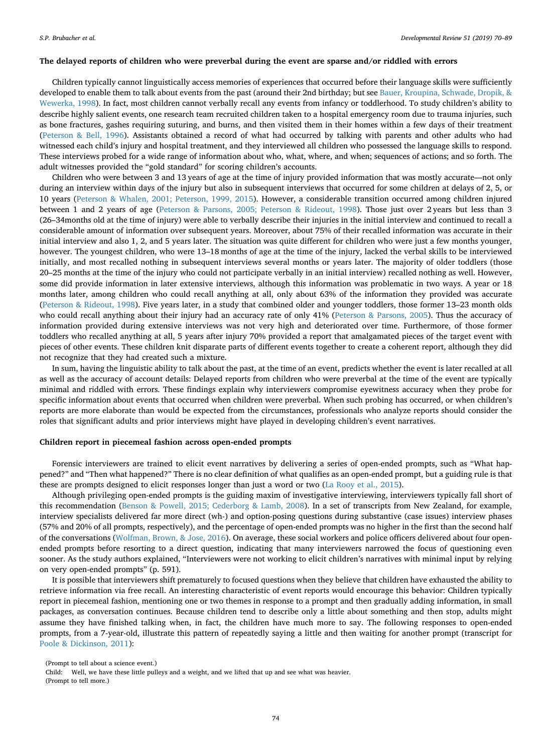### The delayed reports of children who were preverbal during the event are sparse and/or riddled with errors

Children typically cannot linguistically access memories of experiences that occurred before their language skills were sufficiently developed to enable them to talk about events from the past (around their 2nd birthday; but see Bauer, Kroupina, Schwade, Dropik, & Wewerka, 1998). In fact, most children cannot verbally recall any events from infancy or toddlerhood. To study children's ability to describe highly salient events, one research team recruited children taken to a hospital emergency room due to trauma injuries, such as bone fractures, gashes requiring suturing, and burns, and then visited them in their homes within a few days of their treatment (Peterson & Bell, 1996). Assistants obtained a record of what had occurred by talking with parents and other adults who had witnessed each child's injury and hospital treatment, and they interviewed all children who possessed the language skills to respond. These interviews probed for a wide range of information about who, what, where, and when; sequences of actions; and so forth. The adult witnesses provided the "gold standard" for scoring children's accounts.

Children who were between 3 and 13 years of age at the time of injury provided information that was mostly accurate—not only during an interview within days of the injury but also in subsequent interviews that occurred for some children at delays of 2, 5, or 10 years (Peterson & Whalen, 2001; Peterson, 1999, 2015). However, a considerable transition occurred among children injured between 1 and 2 years of age (Peterson & Parsons, 2005; Peterson & Rideout, 1998). Those just over 2 years but less than 3 (26–34months old at the time of injury) were able to verbally describe their injuries in the initial interview and continued to recall a considerable amount of information over subsequent years. Moreover, about 75% of their recalled information was accurate in their initial interview and also 1, 2, and 5 years later. The situation was quite different for children who were just a few months younger, however. The youngest children, who were 13–18 months of age at the time of the injury, lacked the verbal skills to be interviewed initially, and most recalled nothing in subsequent interviews several months or years later. The majority of older toddlers (those 20–25 months at the time of the injury who could not participate verbally in an initial interview) recalled nothing as well. However, some did provide information in later extensive interviews, although this information was problematic in two ways. A year or 18 months later, among children who could recall anything at all, only about 63% of the information they provided was accurate (Peterson & Rideout, 1998). Five years later, in a study that combined older and younger toddlers, those former 13–23 month olds who could recall anything about their injury had an accuracy rate of only 41% (Peterson & Parsons, 2005). Thus the accuracy of information provided during extensive interviews was not very high and deteriorated over time. Furthermore, of those former toddlers who recalled anything at all, 5 years after injury 70% provided a report that amalgamated pieces of the target event with pieces of other events. These children knit disparate parts of different events together to create a coherent report, although they did not recognize that they had created such a mixture.

In sum, having the linguistic ability to talk about the past, at the time of an event, predicts whether the event is later recalled at all as well as the accuracy of account details: Delayed reports from children who were preverbal at the time of the event are typically minimal and riddled with errors. These findings explain why interviewers compromise eyewitness accuracy when they probe for specific information about events that occurred when children were preverbal. When such probing has occurred, or when children's reports are more elaborate than would be expected from the circumstances, professionals who analyze reports should consider the roles that significant adults and prior interviews might have played in developing children's event narratives.

### Children report in piecemeal fashion across open-ended prompts

Forensic interviewers are trained to elicit event narratives by delivering a series of open-ended prompts, such as "What happened?" and "Then what happened?" There is no clear definition of what qualifies as an open-ended prompt, but a guiding rule is that these are prompts designed to elicit responses longer than just a word or two (La Rooy et al., 2015).

Although privileging open-ended prompts is the guiding maxim of investigative interviewing, interviewers typically fall short of this recommendation (Benson & Powell, 2015; Cederborg & Lamb, 2008). In a set of transcripts from New Zealand, for example, interview specialists delivered far more direct (wh-) and option-posing questions during substantive (case issues) interview phases (57% and 20% of all prompts, respectively), and the percentage of open-ended prompts was no higher in the first than the second half of the conversations (Wolfman, Brown, & Jose, 2016). On average, these social workers and police officers delivered about four open-ended prompts before resorting to a direct question, indicating that many interviewers narrowed the focus of questioning even sooner. As the study authors explained, "Interviewers were not working to elicit children's narratives with minimal input by relying on very open-ended prompts" (p. 591).

It is possible that interviewers shift prematurely to focused questions when they believe that children have exhausted the ability to retrieve information via free recall. An interesting characteristic of event reports would encourage this behavior: Children typically report in piecemeal fashion, mentioning one or two themes in response to a prompt and then gradually adding information, in small packages, as conversation continues. Because children tend to describe only a little about something and then stop, adults might assume they have finished talking when, in fact, the children have much more to say. The following responses to open-ended prompts, from a 7-year-old, illustrate this pattern of repeatedly saying a little and then waiting for another prompt (transcript for Poole & Dickinson, 2011):

(Prompt to tell about a science event.)
Child: Well, we have these little pulleys and a weight, and we lifted that up and see what was heavier.
(Prompt to tell more.)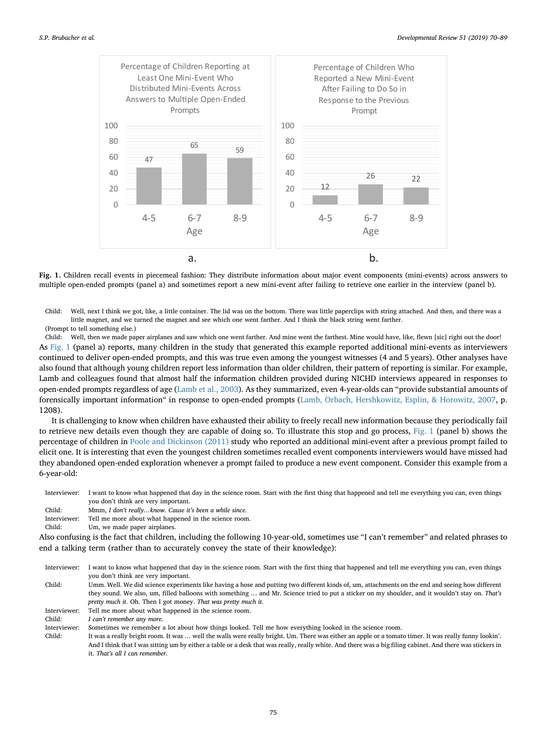Fig. 1. Children recall events in piecemeal fashion: They distribute information about major event components (mini-events) across answers to multiple open-ended prompts (panel a) and sometimes report a new mini-event after failing to retrieve one earlier in the interview (panel b).

Child: Well, next I think we got, like, a little container. The lid was on the bottom. There was little paperclips with string attached. And then, and there was a little magnet, and we turned the magnet and see which one went farther. And I think the black string went farther.

(Prompt to tell something else.)

Child: Well, then we made paper airplanes and saw which one went farther. And mine went the farthest. Mine would have, like, flewn [sic] right out the door!

As Fig. 1 (panel a) reports, many children in the study that generated this example reported additional mini-events as interviewers continued to deliver open-ended prompts, and this was true even among the youngest witnesses (4 and 5 years). Other analyses have also found that although young children report less information than older children, their pattern of reporting is similar. For example, Lamb and colleagues found that almost half the information children provided during NICHD interviews appeared in responses to open-ended prompts regardless of age (Lamb et al., 2003). As they summarized, even 4-year-olds can "provide substantial amounts of forensically important information" in response to open-ended prompts (Lamb, Orbach, Hershkowitz, Esplin, & Horowitz, 2007, p. 1208).

It is challenging to know when children have exhausted their ability to freely recall new information because they periodically fail to retrieve new details even though they are capable of doing so. To illustrate this stop and go process, Fig. 1 (panel b) shows the percentage of children in Poole and Dickinson (2011) study who reported an additional mini-event after a previous prompt failed to elicit one. It is interesting that even the youngest children sometimes recalled event components interviewers would have missed had they abandoned open-ended exploration whenever a prompt failed to produce a new event component. Consider this example from a 6-year-old:

Interviewer: I want to know what happened that day in the science room. Start with the first thing that happened and tell me everything you can, even things you don't think are very important.

Child: Mmm, *I don't really…know. Cause it's been a while since.*

Interviewer: Tell me more about what happened in the science room.

Child: Um, we made paper airplanes.

Also confusing is the fact that children, including the following 10-year-old, sometimes use "I can't remember" and related phrases to end a talking term (rather than to accurately convey the state of their knowledge):

Interviewer: I want to know what happened that day in the science room. Start with the first thing that happened and tell me everything you can, even things you don't think are very important.

Child: Umm. Well. We did science experiments like having a hose and putting two different kinds of, um, attachments on the end and seeing how different they sound. We also, um, filled balloons with something … and Mr. Science tried to put a sticker on my shoulder, and it wouldn't stay on. *That's pretty much it.* Oh. Then I got money. *That was pretty much it.*

Interviewer: Tell me more about what happened in the science room.

Child: *I can't remember any more.*

Interviewer: Sometimes we remember a lot about how things looked. Tell me how everything looked in the science room.

Child: It was a really bright room. It was … well the walls were really bright. Um. There was either an apple or a tomato timer. It was really funny lookin'. And I think that I was sitting um by either a table or a desk that was really, really white. And there was a big filing cabinet. And there was stickers in it. *That's all I can remember.*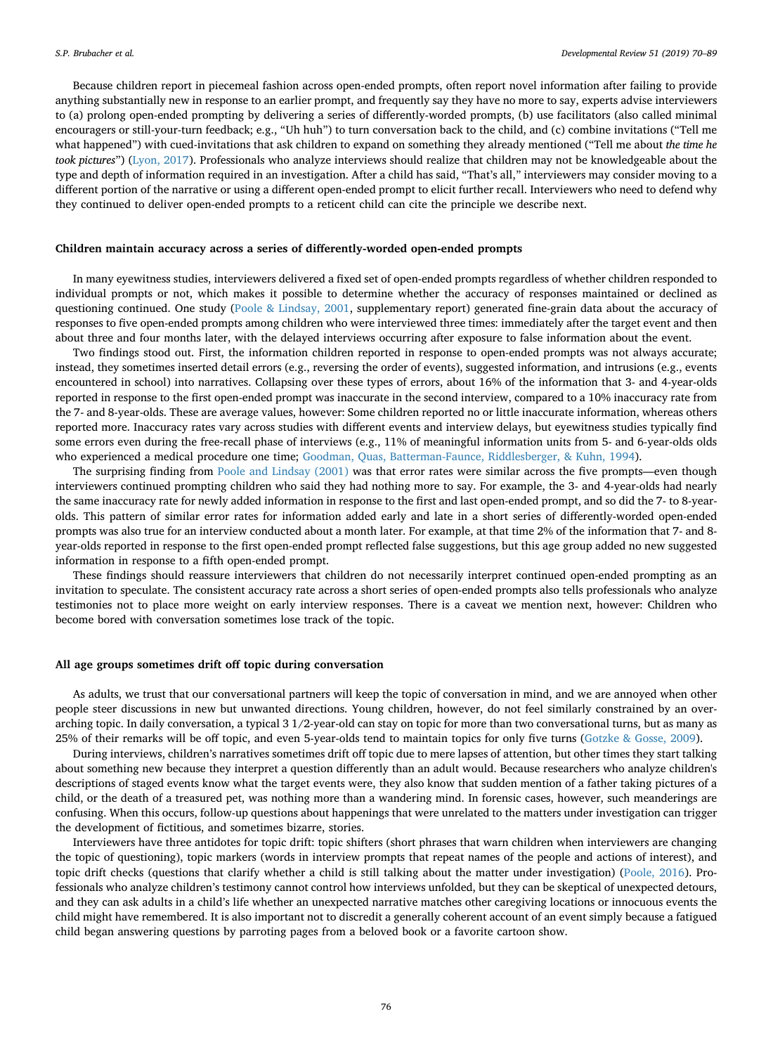Because children report in piecemeal fashion across open-ended prompts, often report novel information after failing to provide anything substantially new in response to an earlier prompt, and frequently say they have no more to say, experts advise interviewers to (a) prolong open-ended prompting by delivering a series of differently-worded prompts, (b) use facilitators (also called minimal encouragers or still-your-turn feedback; e.g., "Uh huh") to turn conversation back to the child, and (c) combine invitations ("Tell me what happened") with cued-invitations that ask children to expand on something they already mentioned ("Tell me about *the time he took pictures*") (Lyon, 2017). Professionals who analyze interviews should realize that children may not be knowledgeable about the type and depth of information required in an investigation. After a child has said, "That's all," interviewers may consider moving to a different portion of the narrative or using a different open-ended prompt to elicit further recall. Interviewers who need to defend why they continued to deliver open-ended prompts to a reticent child can cite the principle we describe next.

### Children maintain accuracy across a series of differently-worded open-ended prompts

In many eyewitness studies, interviewers delivered a fixed set of open-ended prompts regardless of whether children responded to individual prompts or not, which makes it possible to determine whether the accuracy of responses maintained or declined as questioning continued. One study (Poole & Lindsay, 2001, supplementary report) generated fine-grain data about the accuracy of responses to five open-ended prompts among children who were interviewed three times: immediately after the target event and then about three and four months later, with the delayed interviews occurring after exposure to false information about the event.

Two findings stood out. First, the information children reported in response to open-ended prompts was not always accurate; instead, they sometimes inserted detail errors (e.g., reversing the order of events), suggested information, and intrusions (e.g., events encountered in school) into narratives. Collapsing over these types of errors, about 16% of the information that 3- and 4-year-olds reported in response to the first open-ended prompt was inaccurate in the second interview, compared to a 10% inaccuracy rate from the 7- and 8-year-olds. These are average values, however: Some children reported no or little inaccurate information, whereas others reported more. Inaccuracy rates vary across studies with different events and interview delays, but eyewitness studies typically find some errors even during the free-recall phase of interviews (e.g., 11% of meaningful information units from 5- and 6-year-olds olds who experienced a medical procedure one time; Goodman, Quas, Batterman-Faunce, Riddlesberger, & Kuhn, 1994).

The surprising finding from Poole and Lindsay (2001) was that error rates were similar across the five prompts—even though interviewers continued prompting children who said they had nothing more to say. For example, the 3- and 4-year-olds had nearly the same inaccuracy rate for newly added information in response to the first and last open-ended prompt, and so did the 7- to 8-year-olds. This pattern of similar error rates for information added early and late in a short series of differently-worded open-ended prompts was also true for an interview conducted about a month later. For example, at that time 2% of the information that 7- and 8-year-olds reported in response to the first open-ended prompt reflected false suggestions, but this age group added no new suggested information in response to a fifth open-ended prompt.

These findings should reassure interviewers that children do not necessarily interpret continued open-ended prompting as an invitation to speculate. The consistent accuracy rate across a short series of open-ended prompts also tells professionals who analyze testimonies not to place more weight on early interview responses. There is a caveat we mention next, however: Children who become bored with conversation sometimes lose track of the topic.

### All age groups sometimes drift off topic during conversation

As adults, we trust that our conversational partners will keep the topic of conversation in mind, and we are annoyed when other people steer discussions in new but unwanted directions. Young children, however, do not feel similarly constrained by an overarching topic. In daily conversation, a typical 3 1/2-year-old can stay on topic for more than two conversational turns, but as many as 25% of their remarks will be off topic, and even 5-year-olds tend to maintain topics for only five turns (Gotzke & Gosse, 2009).

During interviews, children's narratives sometimes drift off topic due to mere lapses of attention, but other times they start talking about something new because they interpret a question differently than an adult would. Because researchers who analyze children's descriptions of staged events know what the target events were, they also know that sudden mention of a father taking pictures of a child, or the death of a treasured pet, was nothing more than a wandering mind. In forensic cases, however, such meanderings are confusing. When this occurs, follow-up questions about happenings that were unrelated to the matters under investigation can trigger the development of fictitious, and sometimes bizarre, stories.

Interviewers have three antidotes for topic drift: topic shifters (short phrases that warn children when interviewers are changing the topic of questioning), topic markers (words in interview prompts that repeat names of the people and actions of interest), and topic drift checks (questions that clarify whether a child is still talking about the matter under investigation) (Poole, 2016). Professionals who analyze children's testimony cannot control how interviews unfolded, but they can be skeptical of unexpected detours, and they can ask adults in a child's life whether an unexpected narrative matches other caregiving locations or innocuous events the child might have remembered. It is also important not to discredit a generally coherent account of an event simply because a fatigued child began answering questions by parroting pages from a beloved book or a favorite cartoon show.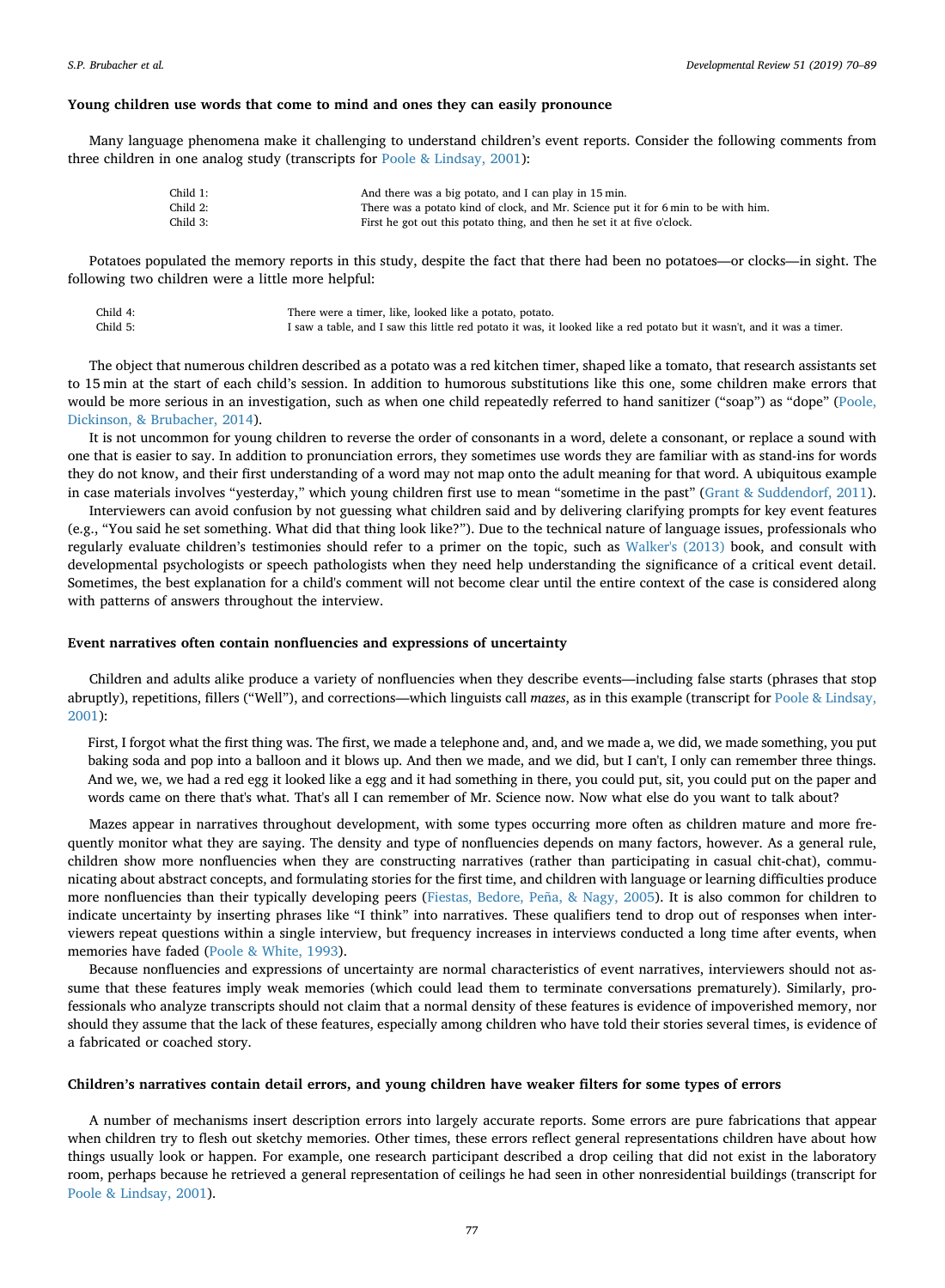### Young children use words that come to mind and ones they can easily pronounce

Many language phenomena make it challenging to understand children's event reports. Consider the following comments from three children in one analog study (transcripts for Poole & Lindsay, 2001):

| | |
|---|---|
| Child 1: | And there was a big potato, and I can play in 15 min. |
| Child 2: | There was a potato kind of clock, and Mr. Science put it for 6 min to be with him. |
| Child 3: | First he got out this potato thing, and then he set it at five o'clock. |

Potatoes populated the memory reports in this study, despite the fact that there had been no potatoes—or clocks—in sight. The following two children were a little more helpful:

| | |
|---|---|
| Child 4: | There were a timer, like, looked like a potato, potato. |
| Child 5: | I saw a table, and I saw this little red potato it was, it looked like a red potato but it wasn't, and it was a timer. |

The object that numerous children described as a potato was a red kitchen timer, shaped like a tomato, that research assistants set to 15 min at the start of each child's session. In addition to humorous substitutions like this one, some children make errors that would be more serious in an investigation, such as when one child repeatedly referred to hand sanitizer ("soap") as "dope" (Poole, Dickinson, & Brubacher, 2014).

It is not uncommon for young children to reverse the order of consonants in a word, delete a consonant, or replace a sound with one that is easier to say. In addition to pronunciation errors, they sometimes use words they are familiar with as stand-ins for words they do not know, and their first understanding of a word may not map onto the adult meaning for that word. A ubiquitous example in case materials involves "yesterday," which young children first use to mean "sometime in the past" (Grant & Suddendorf, 2011).

Interviewers can avoid confusion by not guessing what children said and by delivering clarifying prompts for key event features (e.g., "You said he set something. What did that thing look like?"). Due to the technical nature of language issues, professionals who regularly evaluate children's testimonies should refer to a primer on the topic, such as Walker's (2013) book, and consult with developmental psychologists or speech pathologists when they need help understanding the significance of a critical event detail. Sometimes, the best explanation for a child's comment will not become clear until the entire context of the case is considered along with patterns of answers throughout the interview.

### Event narratives often contain nonfluencies and expressions of uncertainty

Children and adults alike produce a variety of nonfluencies when they describe events—including false starts (phrases that stop abruptly), repetitions, fillers ("Well"), and corrections—which linguists call *mazes*, as in this example (transcript for Poole & Lindsay, 2001):

> First, I forgot what the first thing was. The first, we made a telephone and, and, and we made a, we did, we made something, you put baking soda and pop into a balloon and it blows up. And then we made, and we did, but I can't, I only can remember three things. And we, we, we had a red egg it looked like a egg and it had something in there, you could put, sit, you could put on the paper and words came on there that's what. That's all I can remember of Mr. Science now. Now what else do you want to talk about?

Mazes appear in narratives throughout development, with some types occurring more often as children mature and more frequently monitor what they are saying. The density and type of nonfluencies depends on many factors, however. As a general rule, children show more nonfluencies when they are constructing narratives (rather than participating in casual chit-chat), communicating about abstract concepts, and formulating stories for the first time, and children with language or learning difficulties produce more nonfluencies than their typically developing peers (Fiestas, Bedore, Peña, & Nagy, 2005). It is also common for children to indicate uncertainty by inserting phrases like "I think" into narratives. These qualifiers tend to drop out of responses when interviewers repeat questions within a single interview, but frequency increases in interviews conducted a long time after events, when memories have faded (Poole & White, 1993).

Because nonfluencies and expressions of uncertainty are normal characteristics of event narratives, interviewers should not assume that these features imply weak memories (which could lead them to terminate conversations prematurely). Similarly, professionals who analyze transcripts should not claim that a normal density of these features is evidence of impoverished memory, nor should they assume that the lack of these features, especially among children who have told their stories several times, is evidence of a fabricated or coached story.

### Children's narratives contain detail errors, and young children have weaker filters for some types of errors

A number of mechanisms insert description errors into largely accurate reports. Some errors are pure fabrications that appear when children try to flesh out sketchy memories. Other times, these errors reflect general representations children have about how things usually look or happen. For example, one research participant described a drop ceiling that did not exist in the laboratory room, perhaps because he retrieved a general representation of ceilings he had seen in other nonresidential buildings (transcript for Poole & Lindsay, 2001).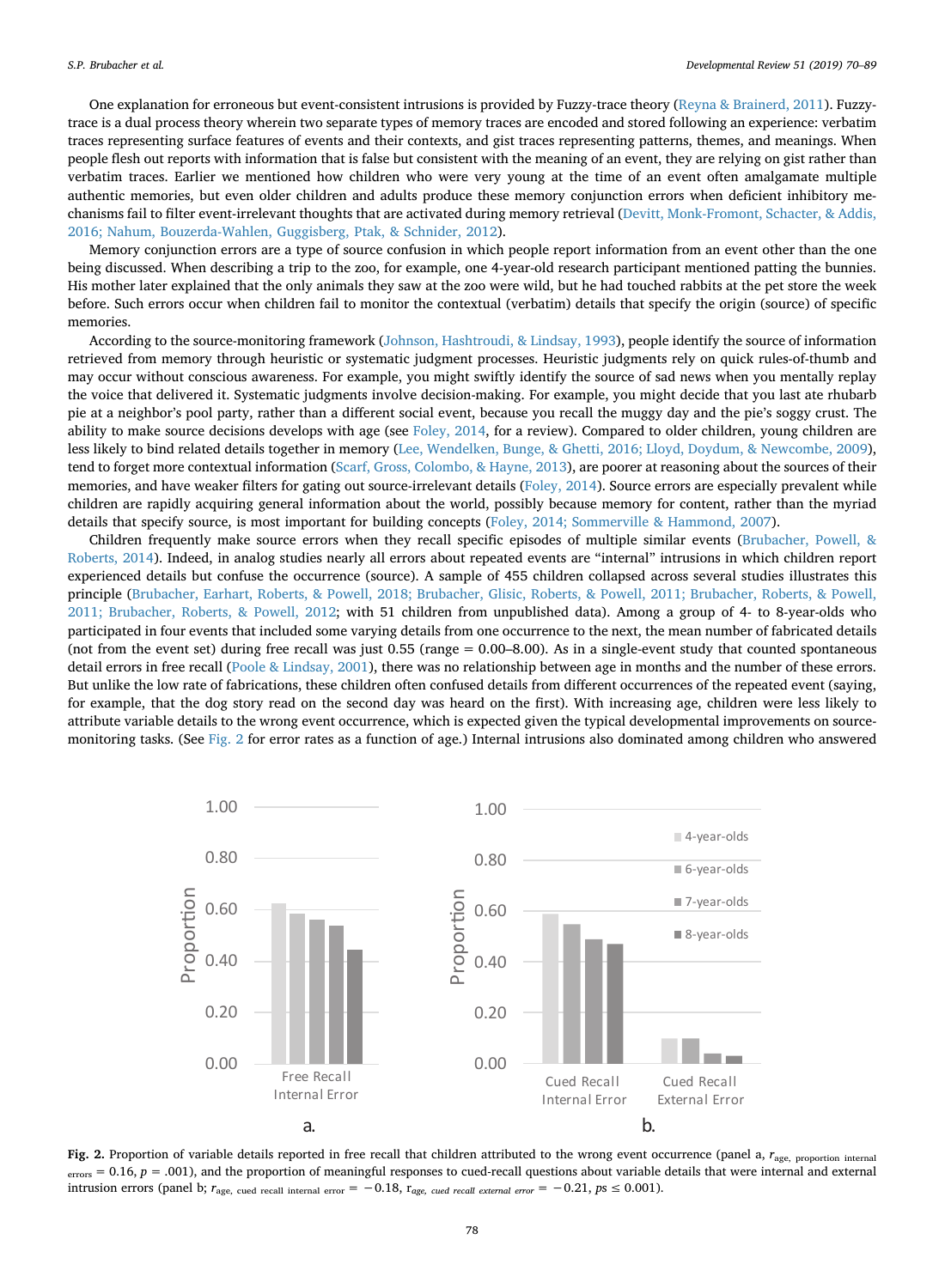One explanation for erroneous but event-consistent intrusions is provided by Fuzzy-trace theory (Reyna & Brainerd, 2011). Fuzzy-trace is a dual process theory wherein two separate types of memory traces are encoded and stored following an experience: verbatim traces representing surface features of events and their contexts, and gist traces representing patterns, themes, and meanings. When people flesh out reports with information that is false but consistent with the meaning of an event, they are relying on gist rather than verbatim traces. Earlier we mentioned how children who were very young at the time of an event often amalgamate multiple authentic memories, but even older children and adults produce these memory conjunction errors when deficient inhibitory mechanisms fail to filter event-irrelevant thoughts that are activated during memory retrieval (Devitt, Monk-Fromont, Schacter, & Addis, 2016; Nahum, Bouzerda-Wahlen, Guggisberg, Ptak, & Schnider, 2012).

Memory conjunction errors are a type of source confusion in which people report information from an event other than the one being discussed. When describing a trip to the zoo, for example, one 4-year-old research participant mentioned patting the bunnies. His mother later explained that the only animals they saw at the zoo were wild, but he had touched rabbits at the pet store the week before. Such errors occur when children fail to monitor the contextual (verbatim) details that specify the origin (source) of specific memories.

According to the source-monitoring framework (Johnson, Hashtroudi, & Lindsay, 1993), people identify the source of information retrieved from memory through heuristic or systematic judgment processes. Heuristic judgments rely on quick rules-of-thumb and may occur without conscious awareness. For example, you might swiftly identify the source of sad news when you mentally replay the voice that delivered it. Systematic judgments involve decision-making. For example, you might decide that you last ate rhubarb pie at a neighbor's pool party, rather than a different social event, because you recall the muggy day and the pie's soggy crust. The ability to make source decisions develops with age (see Foley, 2014, for a review). Compared to older children, young children are less likely to bind related details together in memory (Lee, Wendelken, Bunge, & Ghetti, 2016; Lloyd, Doydum, & Newcombe, 2009), tend to forget more contextual information (Scarf, Gross, Colombo, & Hayne, 2013), are poorer at reasoning about the sources of their memories, and have weaker filters for gating out source-irrelevant details (Foley, 2014). Source errors are especially prevalent while children are rapidly acquiring general information about the world, possibly because memory for content, rather than the myriad details that specify source, is most important for building concepts (Foley, 2014; Sommerville & Hammond, 2007).

Children frequently make source errors when they recall specific episodes of multiple similar events (Brubacher, Powell, & Roberts, 2014). Indeed, in analog studies nearly all errors about repeated events are "internal" intrusions in which children report experienced details but confuse the occurrence (source). A sample of 455 children collapsed across several studies illustrates this principle (Brubacher, Earhart, Roberts, & Powell, 2018; Brubacher, Glisic, Roberts, & Powell, 2011; Brubacher, Roberts, & Powell, 2011; Brubacher, Roberts, & Powell, 2012; with 51 children from unpublished data). Among a group of 4- to 8-year-olds who participated in four events that included some varying details from one occurrence to the next, the mean number of fabricated details (not from the event set) during free recall was just 0.55 (range = 0.00–8.00). As in a single-event study that counted spontaneous detail errors in free recall (Poole & Lindsay, 2001), there was no relationship between age in months and the number of these errors. But unlike the low rate of fabrications, these children often confused details from different occurrences of the repeated event (saying, for example, that the dog story read on the second day was heard on the first). With increasing age, children were less likely to attribute variable details to the wrong event occurrence, which is expected given the typical developmental improvements on source-monitoring tasks. (See Fig. 2 for error rates as a function of age.) Internal intrusions also dominated among children who answered

Proportion
1.00
0.80
0.60
0.40
0.20
0.00
Free Recall Internal Error
a.

Proportion
1.00
0.80
0.60
0.40
0.20
0.00
4-year-olds
6-year-olds
7-year-olds
8-year-olds
Cued Recall Internal Error
Cued Recall External Error
b.

**Fig. 2.** Proportion of variable details reported in free recall that children attributed to the wrong event occurrence (panel a, $r_{\text{age, proportion internal errors}} = 0.16$, $p = .001$), and the proportion of meaningful responses to cued-recall questions about variable details that were internal and external intrusion errors (panel b; $r_{\text{age, cued recall internal error}} = -0.18$, $r_{\textit{age, cued recall external error}} = -0.21$, $ps \leq 0.001$).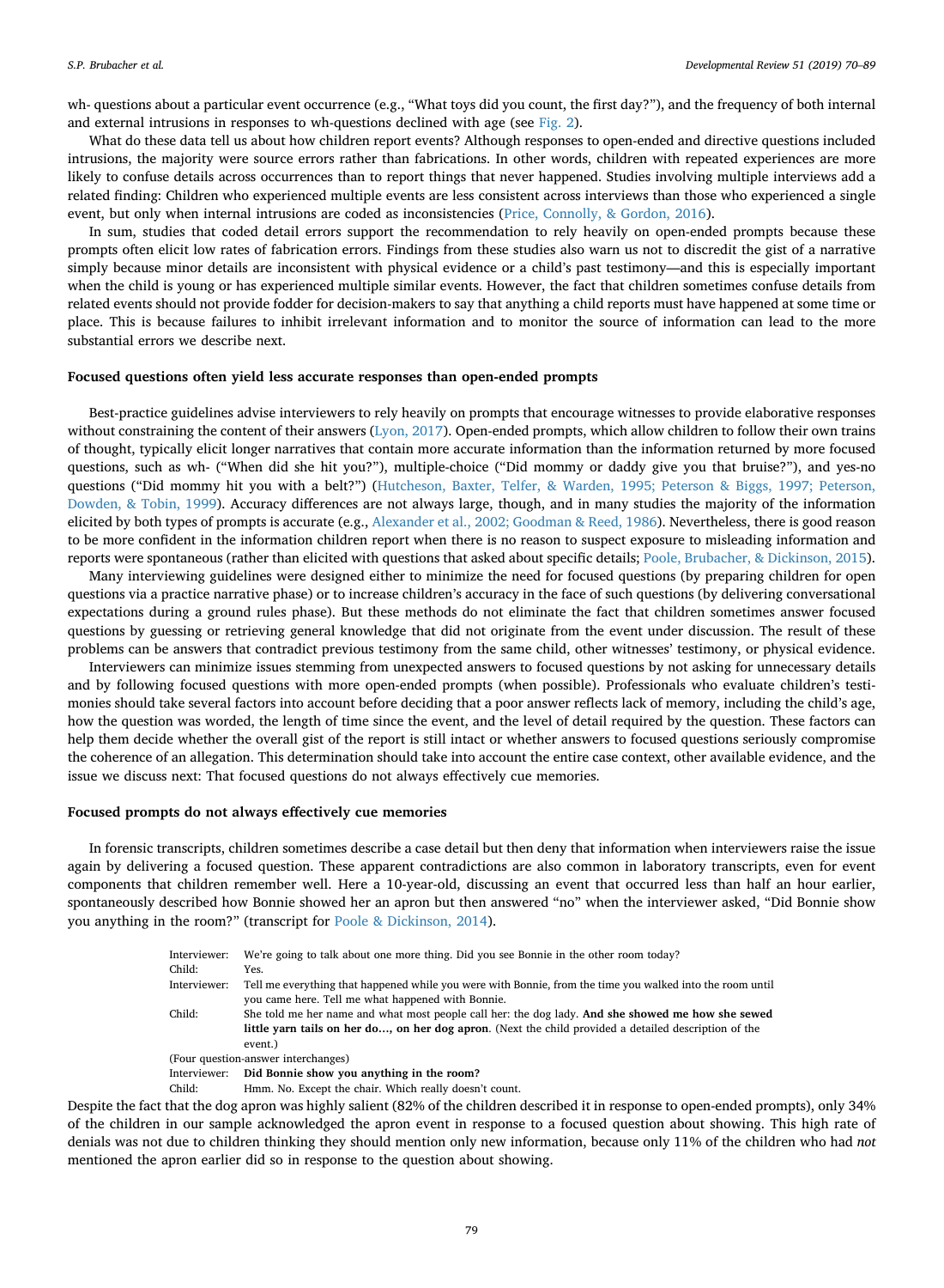wh- questions about a particular event occurrence (e.g., "What toys did you count, the first day?"), and the frequency of both internal and external intrusions in responses to wh-questions declined with age (see Fig. 2).

What do these data tell us about how children report events? Although responses to open-ended and directive questions included intrusions, the majority were source errors rather than fabrications. In other words, children with repeated experiences are more likely to confuse details across occurrences than to report things that never happened. Studies involving multiple interviews add a related finding: Children who experienced multiple events are less consistent across interviews than those who experienced a single event, but only when internal intrusions are coded as inconsistencies (Price, Connolly, & Gordon, 2016).

In sum, studies that coded detail errors support the recommendation to rely heavily on open-ended prompts because these prompts often elicit low rates of fabrication errors. Findings from these studies also warn us not to discredit the gist of a narrative simply because minor details are inconsistent with physical evidence or a child's past testimony—and this is especially important when the child is young or has experienced multiple similar events. However, the fact that children sometimes confuse details from related events should not provide fodder for decision-makers to say that anything a child reports must have happened at some time or place. This is because failures to inhibit irrelevant information and to monitor the source of information can lead to the more substantial errors we describe next.

#### Focused questions often yield less accurate responses than open-ended prompts

Best-practice guidelines advise interviewers to rely heavily on prompts that encourage witnesses to provide elaborative responses without constraining the content of their answers (Lyon, 2017). Open-ended prompts, which allow children to follow their own trains of thought, typically elicit longer narratives that contain more accurate information than the information returned by more focused questions, such as wh- ("When did she hit you?"), multiple-choice ("Did mommy or daddy give you that bruise?"), and yes-no questions ("Did mommy hit you with a belt?") (Hutcheson, Baxter, Telfer, & Warden, 1995; Peterson & Biggs, 1997; Peterson, Dowden, & Tobin, 1999). Accuracy differences are not always large, though, and in many studies the majority of the information elicited by both types of prompts is accurate (e.g., Alexander et al., 2002; Goodman & Reed, 1986). Nevertheless, there is good reason to be more confident in the information children report when there is no reason to suspect exposure to misleading information and reports were spontaneous (rather than elicited with questions that asked about specific details; Poole, Brubacher, & Dickinson, 2015).

Many interviewing guidelines were designed either to minimize the need for focused questions (by preparing children for open questions via a practice narrative phase) or to increase children's accuracy in the face of such questions (by delivering conversational expectations during a ground rules phase). But these methods do not eliminate the fact that children sometimes answer focused questions by guessing or retrieving general knowledge that did not originate from the event under discussion. The result of these problems can be answers that contradict previous testimony from the same child, other witnesses' testimony, or physical evidence.

Interviewers can minimize issues stemming from unexpected answers to focused questions by not asking for unnecessary details and by following focused questions with more open-ended prompts (when possible). Professionals who evaluate children's testimonies should take several factors into account before deciding that a poor answer reflects lack of memory, including the child's age, how the question was worded, the length of time since the event, and the level of detail required by the question. These factors can help them decide whether the overall gist of the report is still intact or whether answers to focused questions seriously compromise the coherence of an allegation. This determination should take into account the entire case context, other available evidence, and the issue we discuss next: That focused questions do not always effectively cue memories.

#### Focused prompts do not always effectively cue memories

In forensic transcripts, children sometimes describe a case detail but then deny that information when interviewers raise the issue again by delivering a focused question. These apparent contradictions are also common in laboratory transcripts, even for event components that children remember well. Here a 10-year-old, discussing an event that occurred less than half an hour earlier, spontaneously described how Bonnie showed her an apron but then answered "no" when the interviewer asked, "Did Bonnie show you anything in the room?" (transcript for Poole & Dickinson, 2014).

Interviewer: We're going to talk about one more thing. Did you see Bonnie in the other room today?
Child: Yes.
Interviewer: Tell me everything that happened while you were with Bonnie, from the time you walked into the room until you came here. Tell me what happened with Bonnie.
Child: She told me her name and what most people call her: the dog lady. **And she showed me how she sewed little yarn tails on her do…, on her dog apron**. (Next the child provided a detailed description of the event.)
(Four question-answer interchanges)
Interviewer: **Did Bonnie show you anything in the room?**
Child: Hmm. No. Except the chair. Which really doesn't count.

Despite the fact that the dog apron was highly salient (82% of the children described it in response to open-ended prompts), only 34% of the children in our sample acknowledged the apron event in response to a focused question about showing. This high rate of denials was not due to children thinking they should mention only new information, because only 11% of the children who had *not* mentioned the apron earlier did so in response to the question about showing.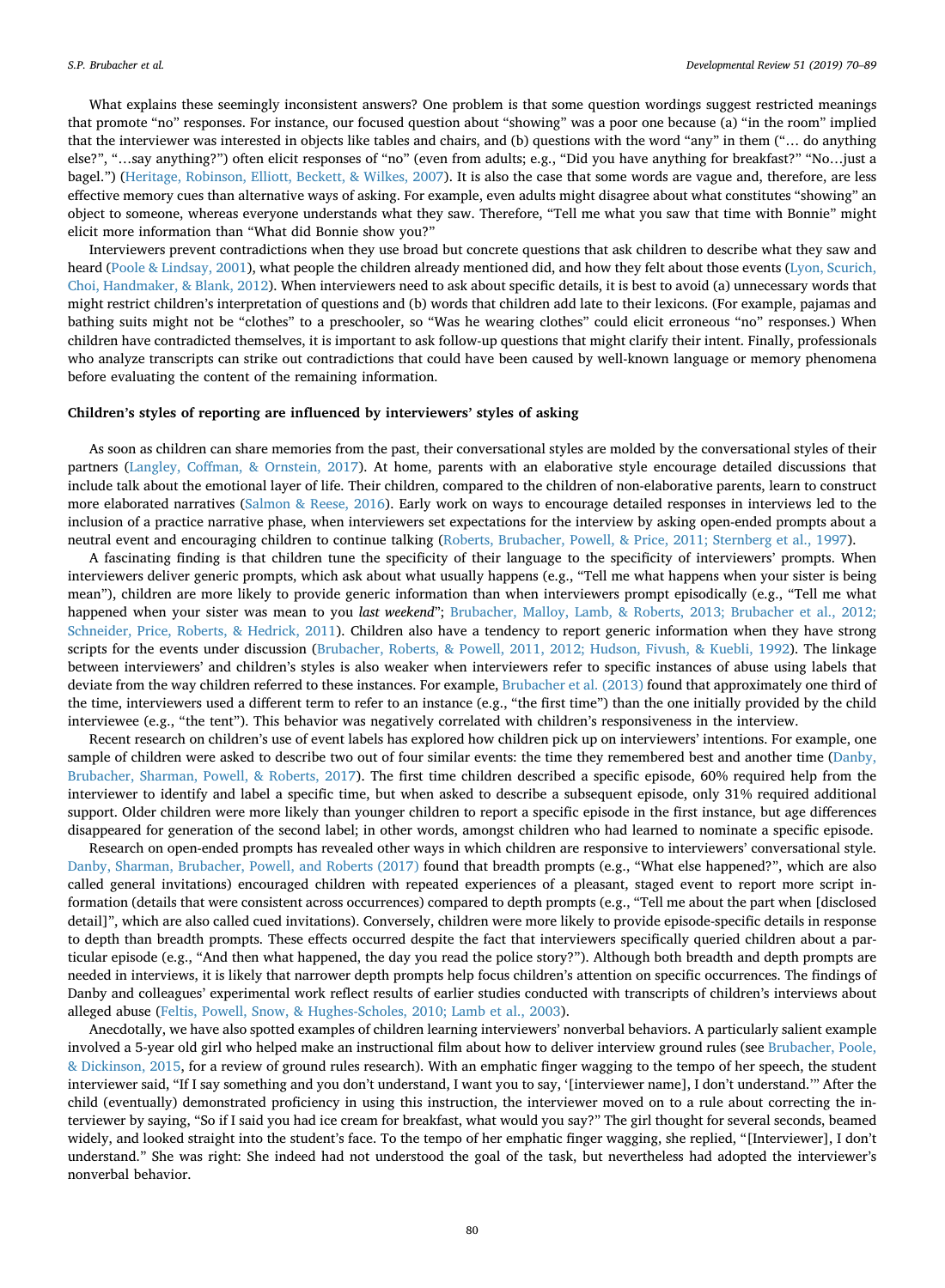What explains these seemingly inconsistent answers? One problem is that some question wordings suggest restricted meanings that promote "no" responses. For instance, our focused question about "showing" was a poor one because (a) "in the room" implied that the interviewer was interested in objects like tables and chairs, and (b) questions with the word "any" in them ("… do anything else?", "…say anything?") often elicit responses of "no" (even from adults; e.g., "Did you have anything for breakfast?" "No…just a bagel.") (Heritage, Robinson, Elliott, Beckett, & Wilkes, 2007). It is also the case that some words are vague and, therefore, are less effective memory cues than alternative ways of asking. For example, even adults might disagree about what constitutes "showing" an object to someone, whereas everyone understands what they saw. Therefore, "Tell me what you saw that time with Bonnie" might elicit more information than "What did Bonnie show you?"

Interviewers prevent contradictions when they use broad but concrete questions that ask children to describe what they saw and heard (Poole & Lindsay, 2001), what people the children already mentioned did, and how they felt about those events (Lyon, Scurich, Choi, Handmaker, & Blank, 2012). When interviewers need to ask about specific details, it is best to avoid (a) unnecessary words that might restrict children's interpretation of questions and (b) words that children add late to their lexicons. (For example, pajamas and bathing suits might not be "clothes" to a preschooler, so "Was he wearing clothes" could elicit erroneous "no" responses.) When children have contradicted themselves, it is important to ask follow-up questions that might clarify their intent. Finally, professionals who analyze transcripts can strike out contradictions that could have been caused by well-known language or memory phenomena before evaluating the content of the remaining information.

### Children's styles of reporting are influenced by interviewers' styles of asking

As soon as children can share memories from the past, their conversational styles are molded by the conversational styles of their partners (Langley, Coffman, & Ornstein, 2017). At home, parents with an elaborative style encourage detailed discussions that include talk about the emotional layer of life. Their children, compared to the children of non-elaborative parents, learn to construct more elaborated narratives (Salmon & Reese, 2016). Early work on ways to encourage detailed responses in interviews led to the inclusion of a practice narrative phase, when interviewers set expectations for the interview by asking open-ended prompts about a neutral event and encouraging children to continue talking (Roberts, Brubacher, Powell, & Price, 2011; Sternberg et al., 1997).

A fascinating finding is that children tune the specificity of their language to the specificity of interviewers' prompts. When interviewers deliver generic prompts, which ask about what usually happens (e.g., "Tell me what happens when your sister is being mean"), children are more likely to provide generic information than when interviewers prompt episodically (e.g., "Tell me what happened when your sister was mean to you *last weekend*"; Brubacher, Malloy, Lamb, & Roberts, 2013; Brubacher et al., 2012; Schneider, Price, Roberts, & Hedrick, 2011). Children also have a tendency to report generic information when they have strong scripts for the events under discussion (Brubacher, Roberts, & Powell, 2011, 2012; Hudson, Fivush, & Kuebli, 1992). The linkage between interviewers' and children's styles is also weaker when interviewers refer to specific instances of abuse using labels that deviate from the way children referred to these instances. For example, Brubacher et al. (2013) found that approximately one third of the time, interviewers used a different term to refer to an instance (e.g., "the first time") than the one initially provided by the child interviewee (e.g., "the tent"). This behavior was negatively correlated with children's responsiveness in the interview.

Recent research on children's use of event labels has explored how children pick up on interviewers' intentions. For example, one sample of children were asked to describe two out of four similar events: the time they remembered best and another time (Danby, Brubacher, Sharman, Powell, & Roberts, 2017). The first time children described a specific episode, 60% required help from the interviewer to identify and label a specific time, but when asked to describe a subsequent episode, only 31% required additional support. Older children were more likely than younger children to report a specific episode in the first instance, but age differences disappeared for generation of the second label; in other words, amongst children who had learned to nominate a specific episode.

Research on open-ended prompts has revealed other ways in which children are responsive to interviewers' conversational style. Danby, Sharman, Brubacher, Powell, and Roberts (2017) found that breadth prompts (e.g., "What else happened?", which are also called general invitations) encouraged children with repeated experiences of a pleasant, staged event to report more script information (details that were consistent across occurrences) compared to depth prompts (e.g., "Tell me about the part when [disclosed detail]", which are also called cued invitations). Conversely, children were more likely to provide episode-specific details in response to depth than breadth prompts. These effects occurred despite the fact that interviewers specifically queried children about a particular episode (e.g., "And then what happened, the day you read the police story?"). Although both breadth and depth prompts are needed in interviews, it is likely that narrower depth prompts help focus children's attention on specific occurrences. The findings of Danby and colleagues' experimental work reflect results of earlier studies conducted with transcripts of children's interviews about alleged abuse (Feltis, Powell, Snow, & Hughes-Scholes, 2010; Lamb et al., 2003).

Anecdotally, we have also spotted examples of children learning interviewers' nonverbal behaviors. A particularly salient example involved a 5-year old girl who helped make an instructional film about how to deliver interview ground rules (see Brubacher, Poole, & Dickinson, 2015, for a review of ground rules research). With an emphatic finger wagging to the tempo of her speech, the student interviewer said, "If I say something and you don't understand, I want you to say, '[interviewer name], I don't understand.'" After the child (eventually) demonstrated proficiency in using this instruction, the interviewer moved on to a rule about correcting the interviewer by saying, "So if I said you had ice cream for breakfast, what would you say?" The girl thought for several seconds, beamed widely, and looked straight into the student's face. To the tempo of her emphatic finger wagging, she replied, "[Interviewer], I don't understand." She was right: She indeed had not understood the goal of the task, but nevertheless had adopted the interviewer's nonverbal behavior.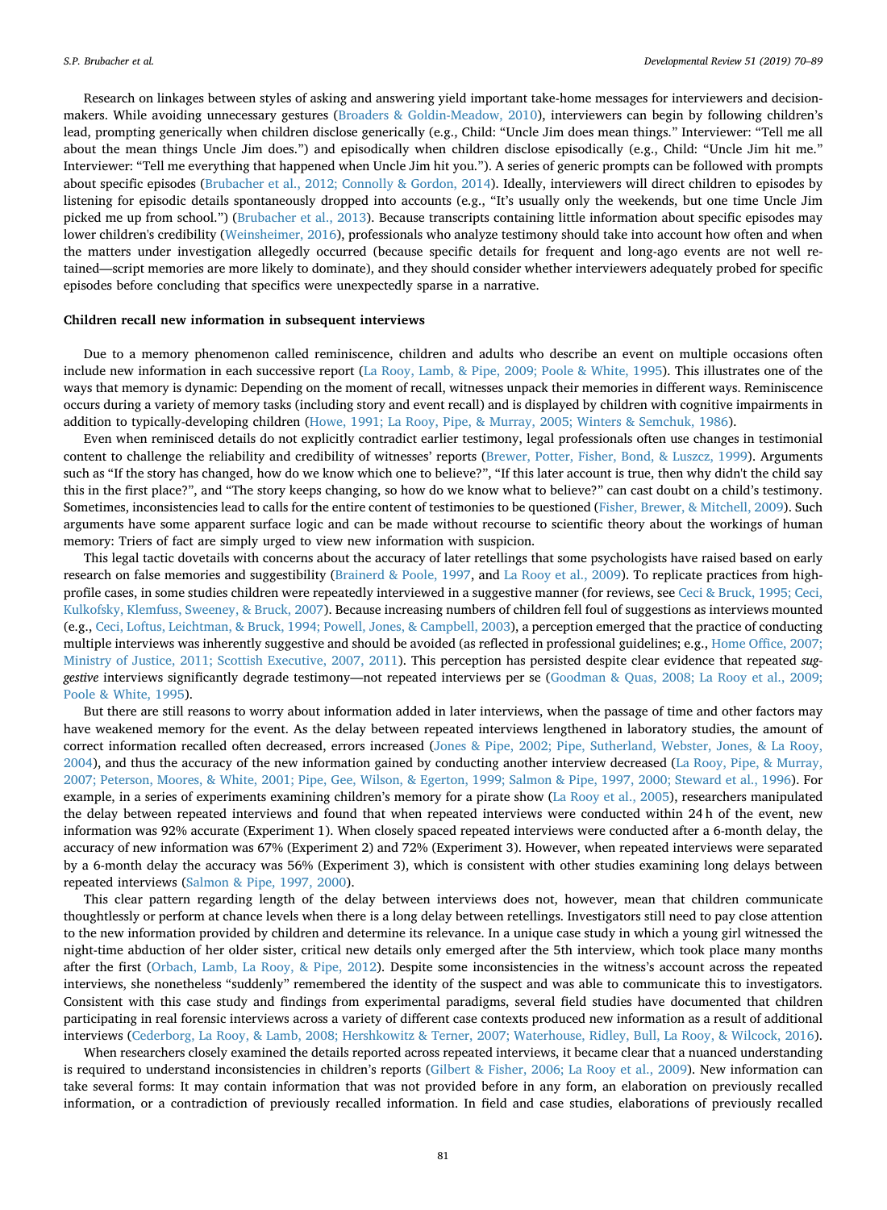Research on linkages between styles of asking and answering yield important take-home messages for interviewers and decision-makers. While avoiding unnecessary gestures (Broaders & Goldin-Meadow, 2010), interviewers can begin by following children's lead, prompting generically when children disclose generically (e.g., Child: "Uncle Jim does mean things." Interviewer: "Tell me all about the mean things Uncle Jim does.") and episodically when children disclose episodically (e.g., Child: "Uncle Jim hit me." Interviewer: "Tell me everything that happened when Uncle Jim hit you."). A series of generic prompts can be followed with prompts about specific episodes (Brubacher et al., 2012; Connolly & Gordon, 2014). Ideally, interviewers will direct children to episodes by listening for episodic details spontaneously dropped into accounts (e.g., "It's usually only the weekends, but one time Uncle Jim picked me up from school.") (Brubacher et al., 2013). Because transcripts containing little information about specific episodes may lower children's credibility (Weinsheimer, 2016), professionals who analyze testimony should take into account how often and when the matters under investigation allegedly occurred (because specific details for frequent and long-ago events are not well retained—script memories are more likely to dominate), and they should consider whether interviewers adequately probed for specific episodes before concluding that specifics were unexpectedly sparse in a narrative.

## Children recall new information in subsequent interviews

Due to a memory phenomenon called reminiscence, children and adults who describe an event on multiple occasions often include new information in each successive report (La Rooy, Lamb, & Pipe, 2009; Poole & White, 1995). This illustrates one of the ways that memory is dynamic: Depending on the moment of recall, witnesses unpack their memories in different ways. Reminiscence occurs during a variety of memory tasks (including story and event recall) and is displayed by children with cognitive impairments in addition to typically-developing children (Howe, 1991; La Rooy, Pipe, & Murray, 2005; Winters & Semchuk, 1986).

Even when reminisced details do not explicitly contradict earlier testimony, legal professionals often use changes in testimonial content to challenge the reliability and credibility of witnesses' reports (Brewer, Potter, Fisher, Bond, & Luszcz, 1999). Arguments such as "If the story has changed, how do we know which one to believe?", "If this later account is true, then why didn't the child say this in the first place?", and "The story keeps changing, so how do we know what to believe?" can cast doubt on a child's testimony. Sometimes, inconsistencies lead to calls for the entire content of testimonies to be questioned (Fisher, Brewer, & Mitchell, 2009). Such arguments have some apparent surface logic and can be made without recourse to scientific theory about the workings of human memory: Triers of fact are simply urged to view new information with suspicion.

This legal tactic dovetails with concerns about the accuracy of later retellings that some psychologists have raised based on early research on false memories and suggestibility (Brainerd & Poole, 1997, and La Rooy et al., 2009). To replicate practices from high-profile cases, in some studies children were repeatedly interviewed in a suggestive manner (for reviews, see Ceci & Bruck, 1995; Ceci, Kulkofsky, Klemfuss, Sweeney, & Bruck, 2007). Because increasing numbers of children fell foul of suggestions as interviews mounted (e.g., Ceci, Loftus, Leichtman, & Bruck, 1994; Powell, Jones, & Campbell, 2003), a perception emerged that the practice of conducting multiple interviews was inherently suggestive and should be avoided (as reflected in professional guidelines; e.g., Home Office, 2007; Ministry of Justice, 2011; Scottish Executive, 2007, 2011). This perception has persisted despite clear evidence that repeated *suggestive* interviews significantly degrade testimony—not repeated interviews per se (Goodman & Quas, 2008; La Rooy et al., 2009; Poole & White, 1995).

But there are still reasons to worry about information added in later interviews, when the passage of time and other factors may have weakened memory for the event. As the delay between repeated interviews lengthened in laboratory studies, the amount of correct information recalled often decreased, errors increased (Jones & Pipe, 2002; Pipe, Sutherland, Webster, Jones, & La Rooy, 2004), and thus the accuracy of the new information gained by conducting another interview decreased (La Rooy, Pipe, & Murray, 2007; Peterson, Moores, & White, 2001; Pipe, Gee, Wilson, & Egerton, 1999; Salmon & Pipe, 1997, 2000; Steward et al., 1996). For example, in a series of experiments examining children's memory for a pirate show (La Rooy et al., 2005), researchers manipulated the delay between repeated interviews and found that when repeated interviews were conducted within 24 h of the event, new information was 92% accurate (Experiment 1). When closely spaced repeated interviews were conducted after a 6-month delay, the accuracy of new information was 67% (Experiment 2) and 72% (Experiment 3). However, when repeated interviews were separated by a 6-month delay the accuracy was 56% (Experiment 3), which is consistent with other studies examining long delays between repeated interviews (Salmon & Pipe, 1997, 2000).

This clear pattern regarding length of the delay between interviews does not, however, mean that children communicate thoughtlessly or perform at chance levels when there is a long delay between retellings. Investigators still need to pay close attention to the new information provided by children and determine its relevance. In a unique case study in which a young girl witnessed the night-time abduction of her older sister, critical new details only emerged after the 5th interview, which took place many months after the first (Orbach, Lamb, La Rooy, & Pipe, 2012). Despite some inconsistencies in the witness's account across the repeated interviews, she nonetheless "suddenly" remembered the identity of the suspect and was able to communicate this to investigators. Consistent with this case study and findings from experimental paradigms, several field studies have documented that children participating in real forensic interviews across a variety of different case contexts produced new information as a result of additional interviews (Cederborg, La Rooy, & Lamb, 2008; Hershkowitz & Terner, 2007; Waterhouse, Ridley, Bull, La Rooy, & Wilcock, 2016).

When researchers closely examined the details reported across repeated interviews, it became clear that a nuanced understanding is required to understand inconsistencies in children's reports (Gilbert & Fisher, 2006; La Rooy et al., 2009). New information can take several forms: It may contain information that was not provided before in any form, an elaboration on previously recalled information, or a contradiction of previously recalled information. In field and case studies, elaborations of previously recalled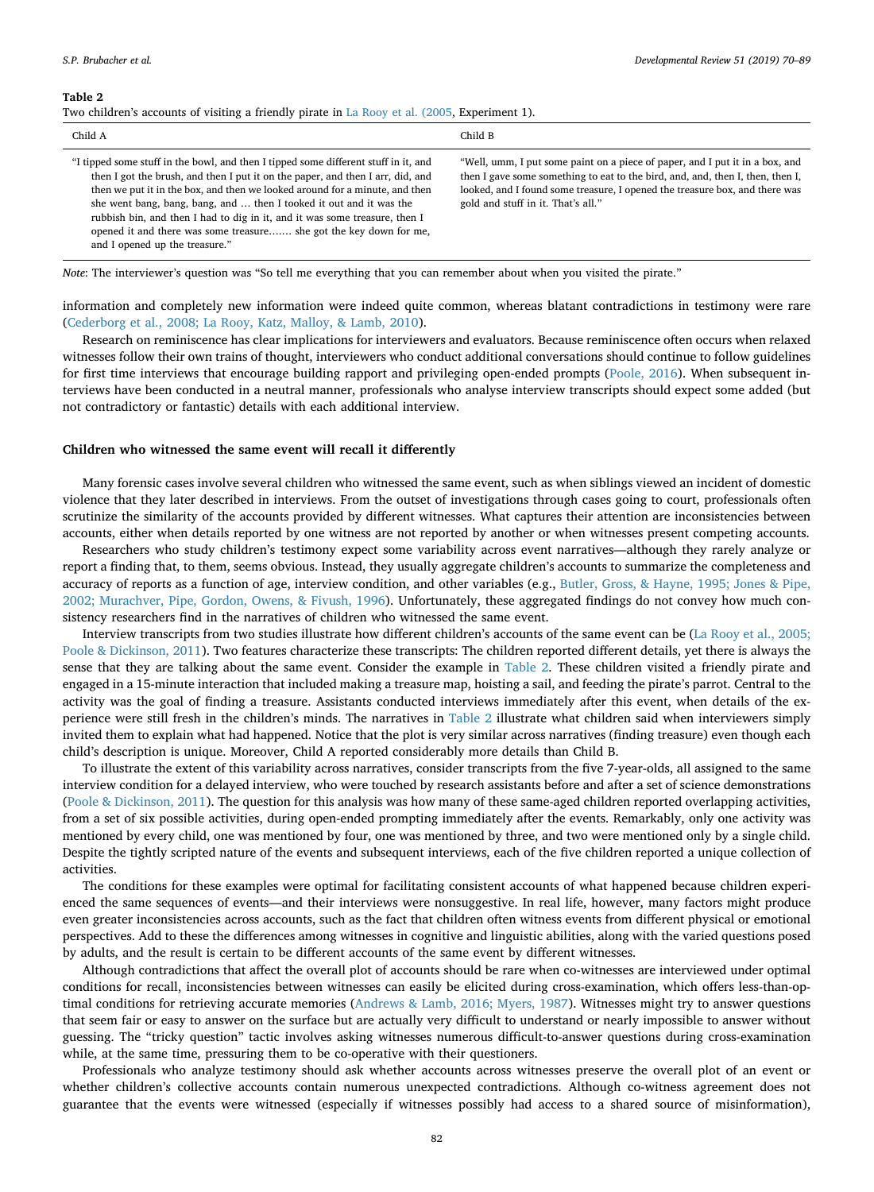**Table 2**
Two children's accounts of visiting a friendly pirate in La Rooy et al. (2005, Experiment 1).

| Child A | Child B |
| --- | --- |
| "I tipped some stuff in the bowl, and then I tipped some different stuff in it, and then I got the brush, and then I put it on the paper, and then I arr, did, and then we put it in the box, and then we looked around for a minute, and then she went bang, bang, bang, and … then I tooked it out and it was the rubbish bin, and then I had to dig in it, and it was some treasure, then I opened it and there was some treasure……. she got the key down for me, and I opened up the treasure." | "Well, umm, I put some paint on a piece of paper, and I put it in a box, and then I gave some something to eat to the bird, and, and, then I, then, then I, looked, and I found some treasure, I opened the treasure box, and there was gold and stuff in it. That's all." |

*Note*: The interviewer's question was "So tell me everything that you can remember about when you visited the pirate."

information and completely new information were indeed quite common, whereas blatant contradictions in testimony were rare (Cederborg et al., 2008; La Rooy, Katz, Malloy, & Lamb, 2010).

Research on reminiscence has clear implications for interviewers and evaluators. Because reminiscence often occurs when relaxed witnesses follow their own trains of thought, interviewers who conduct additional conversations should continue to follow guidelines for first time interviews that encourage building rapport and privileging open-ended prompts (Poole, 2016). When subsequent interviews have been conducted in a neutral manner, professionals who analyse interview transcripts should expect some added (but not contradictory or fantastic) details with each additional interview.

### Children who witnessed the same event will recall it differently

Many forensic cases involve several children who witnessed the same event, such as when siblings viewed an incident of domestic violence that they later described in interviews. From the outset of investigations through cases going to court, professionals often scrutinize the similarity of the accounts provided by different witnesses. What captures their attention are inconsistencies between accounts, either when details reported by one witness are not reported by another or when witnesses present competing accounts.

Researchers who study children's testimony expect some variability across event narratives—although they rarely analyze or report a finding that, to them, seems obvious. Instead, they usually aggregate children's accounts to summarize the completeness and accuracy of reports as a function of age, interview condition, and other variables (e.g., Butler, Gross, & Hayne, 1995; Jones & Pipe, 2002; Murachver, Pipe, Gordon, Owens, & Fivush, 1996). Unfortunately, these aggregated findings do not convey how much consistency researchers find in the narratives of children who witnessed the same event.

Interview transcripts from two studies illustrate how different children's accounts of the same event can be (La Rooy et al., 2005; Poole & Dickinson, 2011). Two features characterize these transcripts: The children reported different details, yet there is always the sense that they are talking about the same event. Consider the example in Table 2. These children visited a friendly pirate and engaged in a 15-minute interaction that included making a treasure map, hoisting a sail, and feeding the pirate's parrot. Central to the activity was the goal of finding a treasure. Assistants conducted interviews immediately after this event, when details of the experience were still fresh in the children's minds. The narratives in Table 2 illustrate what children said when interviewers simply invited them to explain what had happened. Notice that the plot is very similar across narratives (finding treasure) even though each child's description is unique. Moreover, Child A reported considerably more details than Child B.

To illustrate the extent of this variability across narratives, consider transcripts from the five 7-year-olds, all assigned to the same interview condition for a delayed interview, who were touched by research assistants before and after a set of science demonstrations (Poole & Dickinson, 2011). The question for this analysis was how many of these same-aged children reported overlapping activities, from a set of six possible activities, during open-ended prompting immediately after the events. Remarkably, only one activity was mentioned by every child, one was mentioned by four, one was mentioned by three, and two were mentioned only by a single child. Despite the tightly scripted nature of the events and subsequent interviews, each of the five children reported a unique collection of activities.

The conditions for these examples were optimal for facilitating consistent accounts of what happened because children experienced the same sequences of events—and their interviews were nonsuggestive. In real life, however, many factors might produce even greater inconsistencies across accounts, such as the fact that children often witness events from different physical or emotional perspectives. Add to these the differences among witnesses in cognitive and linguistic abilities, along with the varied questions posed by adults, and the result is certain to be different accounts of the same event by different witnesses.

Although contradictions that affect the overall plot of accounts should be rare when co-witnesses are interviewed under optimal conditions for recall, inconsistencies between witnesses can easily be elicited during cross-examination, which offers less-than-optimal conditions for retrieving accurate memories (Andrews & Lamb, 2016; Myers, 1987). Witnesses might try to answer questions that seem fair or easy to answer on the surface but are actually very difficult to understand or nearly impossible to answer without guessing. The "tricky question" tactic involves asking witnesses numerous difficult-to-answer questions during cross-examination while, at the same time, pressuring them to be co-operative with their questioners.

Professionals who analyze testimony should ask whether accounts across witnesses preserve the overall plot of an event or whether children's collective accounts contain numerous unexpected contradictions. Although co-witness agreement does not guarantee that the events were witnessed (especially if witnesses possibly had access to a shared source of misinformation),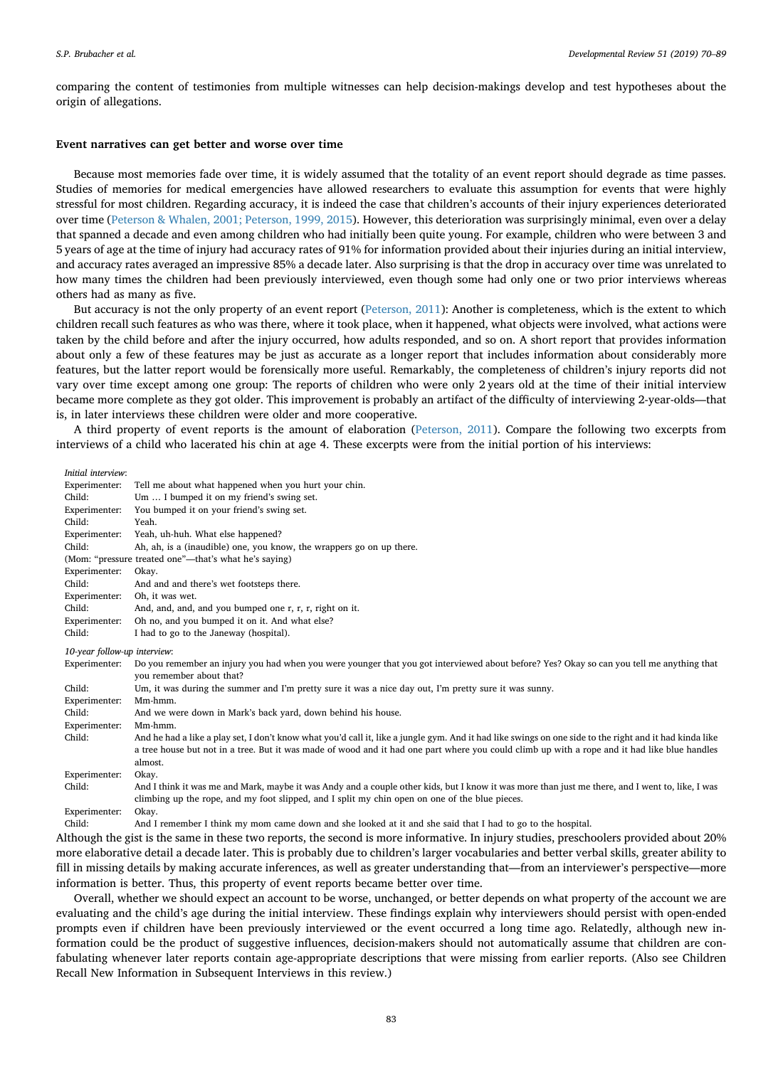comparing the content of testimonies from multiple witnesses can help decision-makings develop and test hypotheses about the origin of allegations.

### Event narratives can get better and worse over time

Because most memories fade over time, it is widely assumed that the totality of an event report should degrade as time passes. Studies of memories for medical emergencies have allowed researchers to evaluate this assumption for events that were highly stressful for most children. Regarding accuracy, it is indeed the case that children's accounts of their injury experiences deteriorated over time (Peterson & Whalen, 2001; Peterson, 1999, 2015). However, this deterioration was surprisingly minimal, even over a delay that spanned a decade and even among children who had initially been quite young. For example, children who were between 3 and 5 years of age at the time of injury had accuracy rates of 91% for information provided about their injuries during an initial interview, and accuracy rates averaged an impressive 85% a decade later. Also surprising is that the drop in accuracy over time was unrelated to how many times the children had been previously interviewed, even though some had only one or two prior interviews whereas others had as many as five.

But accuracy is not the only property of an event report (Peterson, 2011): Another is completeness, which is the extent to which children recall such features as who was there, where it took place, when it happened, what objects were involved, what actions were taken by the child before and after the injury occurred, how adults responded, and so on. A short report that provides information about only a few of these features may be just as accurate as a longer report that includes information about considerably more features, but the latter report would be forensically more useful. Remarkably, the completeness of children's injury reports did not vary over time except among one group: The reports of children who were only 2 years old at the time of their initial interview became more complete as they got older. This improvement is probably an artifact of the difficulty of interviewing 2-year-olds—that is, in later interviews these children were older and more cooperative.

A third property of event reports is the amount of elaboration (Peterson, 2011). Compare the following two excerpts from interviews of a child who lacerated his chin at age 4. These excerpts were from the initial portion of his interviews:

*Initial interview*:

Experimenter: Tell me about what happened when you hurt your chin.
Child: Um … I bumped it on my friend's swing set.
Experimenter: You bumped it on your friend's swing set.
Child: Yeah.
Experimenter: Yeah, uh-huh. What else happened?
Child: Ah, ah, is a (inaudible) one, you know, the wrappers go on up there.
(Mom: "pressure treated one"—that's what he's saying)
Experimenter: Okay.
Child: And and and there's wet footsteps there.
Experimenter: Oh, it was wet.
Child: And, and, and, and you bumped one r, r, r, right on it.
Experimenter: Oh no, and you bumped it on it. And what else?
Child: I had to go to the Janeway (hospital).

*10-year follow-up interview*:

Experimenter: Do you remember an injury you had when you were younger that you got interviewed about before? Yes? Okay so can you tell me anything that you remember about that?
Child: Um, it was during the summer and I'm pretty sure it was a nice day out, I'm pretty sure it was sunny.
Experimenter: Mm-hmm.
Child: And we were down in Mark's back yard, down behind his house.
Experimenter: Mm-hmm.
Child: And he had a like a play set, I don't know what you'd call it, like a jungle gym. And it had like swings on one side to the right and it had kinda like a tree house but not in a tree. But it was made of wood and it had one part where you could climb up with a rope and it had like blue handles almost.
Experimenter: Okay.
Child: And I think it was me and Mark, maybe it was Andy and a couple other kids, but I know it was more than just me there, and I went to, like, I was climbing up the rope, and my foot slipped, and I split my chin open on one of the blue pieces.
Experimenter: Okay.
Child: And I remember I think my mom came down and she looked at it and she said that I had to go to the hospital.

Although the gist is the same in these two reports, the second is more informative. In injury studies, preschoolers provided about 20% more elaborative detail a decade later. This is probably due to children's larger vocabularies and better verbal skills, greater ability to fill in missing details by making accurate inferences, as well as greater understanding that—from an interviewer's perspective—more information is better. Thus, this property of event reports became better over time.

Overall, whether we should expect an account to be worse, unchanged, or better depends on what property of the account we are evaluating and the child's age during the initial interview. These findings explain why interviewers should persist with open-ended prompts even if children have been previously interviewed or the event occurred a long time ago. Relatedly, although new information could be the product of suggestive influences, decision-makers should not automatically assume that children are confabulating whenever later reports contain age-appropriate descriptions that were missing from earlier reports. (Also see Children Recall New Information in Subsequent Interviews in this review.)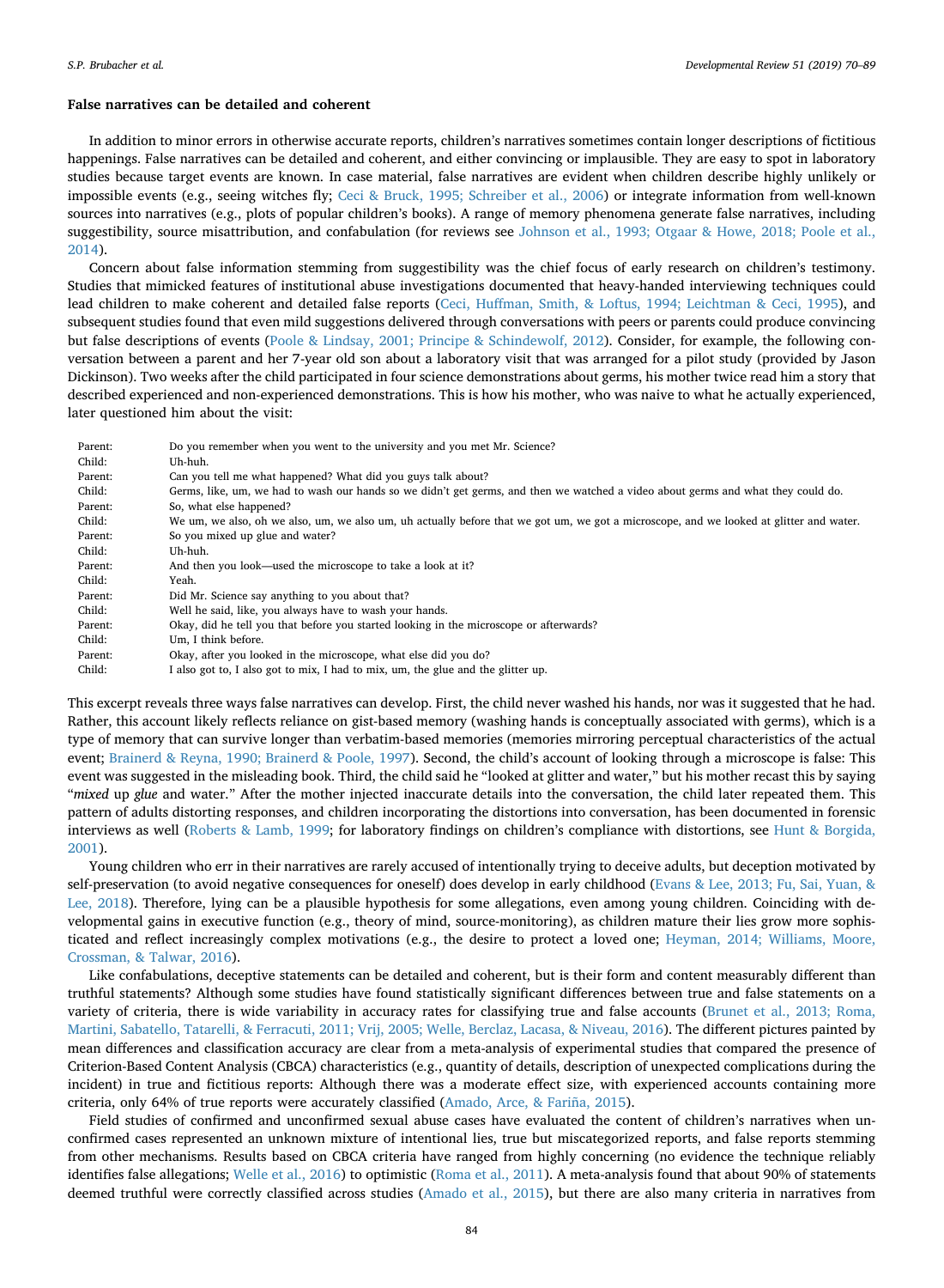### False narratives can be detailed and coherent

In addition to minor errors in otherwise accurate reports, children's narratives sometimes contain longer descriptions of fictitious happenings. False narratives can be detailed and coherent, and either convincing or implausible. They are easy to spot in laboratory studies because target events are known. In case material, false narratives are evident when children describe highly unlikely or impossible events (e.g., seeing witches fly; Ceci & Bruck, 1995; Schreiber et al., 2006) or integrate information from well-known sources into narratives (e.g., plots of popular children's books). A range of memory phenomena generate false narratives, including suggestibility, source misattribution, and confabulation (for reviews see Johnson et al., 1993; Otgaar & Howe, 2018; Poole et al., 2014).

Concern about false information stemming from suggestibility was the chief focus of early research on children's testimony. Studies that mimicked features of institutional abuse investigations documented that heavy-handed interviewing techniques could lead children to make coherent and detailed false reports (Ceci, Huffman, Smith, & Loftus, 1994; Leichtman & Ceci, 1995), and subsequent studies found that even mild suggestions delivered through conversations with peers or parents could produce convincing but false descriptions of events (Poole & Lindsay, 2001; Principe & Schindewolf, 2012). Consider, for example, the following conversation between a parent and her 7-year old son about a laboratory visit that was arranged for a pilot study (provided by Jason Dickinson). Two weeks after the child participated in four science demonstrations about germs, his mother twice read him a story that described experienced and non-experienced demonstrations. This is how his mother, who was naive to what he actually experienced, later questioned him about the visit:

| | |
|---|---|
| Parent: | Do you remember when you went to the university and you met Mr. Science? |
| Child: | Uh-huh. |
| Parent: | Can you tell me what happened? What did you guys talk about? |
| Child: | Germs, like, um, we had to wash our hands so we didn't get germs, and then we watched a video about germs and what they could do. |
| Parent: | So, what else happened? |
| Child: | We um, we also, oh we also, um, we also um, uh actually before that we got um, we got a microscope, and we looked at glitter and water. |
| Parent: | So you mixed up glue and water? |
| Child: | Uh-huh. |
| Parent: | And then you look—used the microscope to take a look at it? |
| Child: | Yeah. |
| Parent: | Did Mr. Science say anything to you about that? |
| Child: | Well he said, like, you always have to wash your hands. |
| Parent: | Okay, did he tell you that before you started looking in the microscope or afterwards? |
| Child: | Um, I think before. |
| Parent: | Okay, after you looked in the microscope, what else did you do? |
| Child: | I also got to, I also got to mix, I had to mix, um, the glue and the glitter up. |

This excerpt reveals three ways false narratives can develop. First, the child never washed his hands, nor was it suggested that he had. Rather, this account likely reflects reliance on gist-based memory (washing hands is conceptually associated with germs), which is a type of memory that can survive longer than verbatim-based memories (memories mirroring perceptual characteristics of the actual event; Brainerd & Reyna, 1990; Brainerd & Poole, 1997). Second, the child's account of looking through a microscope is false: This event was suggested in the misleading book. Third, the child said he "looked at glitter and water," but his mother recast this by saying "*mixed* up *glue* and water." After the mother injected inaccurate details into the conversation, the child later repeated them. This pattern of adults distorting responses, and children incorporating the distortions into conversation, has been documented in forensic interviews as well (Roberts & Lamb, 1999; for laboratory findings on children's compliance with distortions, see Hunt & Borgida, 2001).

Young children who err in their narratives are rarely accused of intentionally trying to deceive adults, but deception motivated by self-preservation (to avoid negative consequences for oneself) does develop in early childhood (Evans & Lee, 2013; Fu, Sai, Yuan, & Lee, 2018). Therefore, lying can be a plausible hypothesis for some allegations, even among young children. Coinciding with developmental gains in executive function (e.g., theory of mind, source-monitoring), as children mature their lies grow more sophisticated and reflect increasingly complex motivations (e.g., the desire to protect a loved one; Heyman, 2014; Williams, Moore, Crossman, & Talwar, 2016).

Like confabulations, deceptive statements can be detailed and coherent, but is their form and content measurably different than truthful statements? Although some studies have found statistically significant differences between true and false statements on a variety of criteria, there is wide variability in accuracy rates for classifying true and false accounts (Brunet et al., 2013; Roma, Martini, Sabatello, Tatarelli, & Ferracuti, 2011; Vrij, 2005; Welle, Berclaz, Lacasa, & Niveau, 2016). The different pictures painted by mean differences and classification accuracy are clear from a meta-analysis of experimental studies that compared the presence of Criterion-Based Content Analysis (CBCA) characteristics (e.g., quantity of details, description of unexpected complications during the incident) in true and fictitious reports: Although there was a moderate effect size, with experienced accounts containing more criteria, only 64% of true reports were accurately classified (Amado, Arce, & Fariña, 2015).

Field studies of confirmed and unconfirmed sexual abuse cases have evaluated the content of children's narratives when unconfirmed cases represented an unknown mixture of intentional lies, true but miscategorized reports, and false reports stemming from other mechanisms. Results based on CBCA criteria have ranged from highly concerning (no evidence the technique reliably identifies false allegations; Welle et al., 2016) to optimistic (Roma et al., 2011). A meta-analysis found that about 90% of statements deemed truthful were correctly classified across studies (Amado et al., 2015), but there are also many criteria in narratives from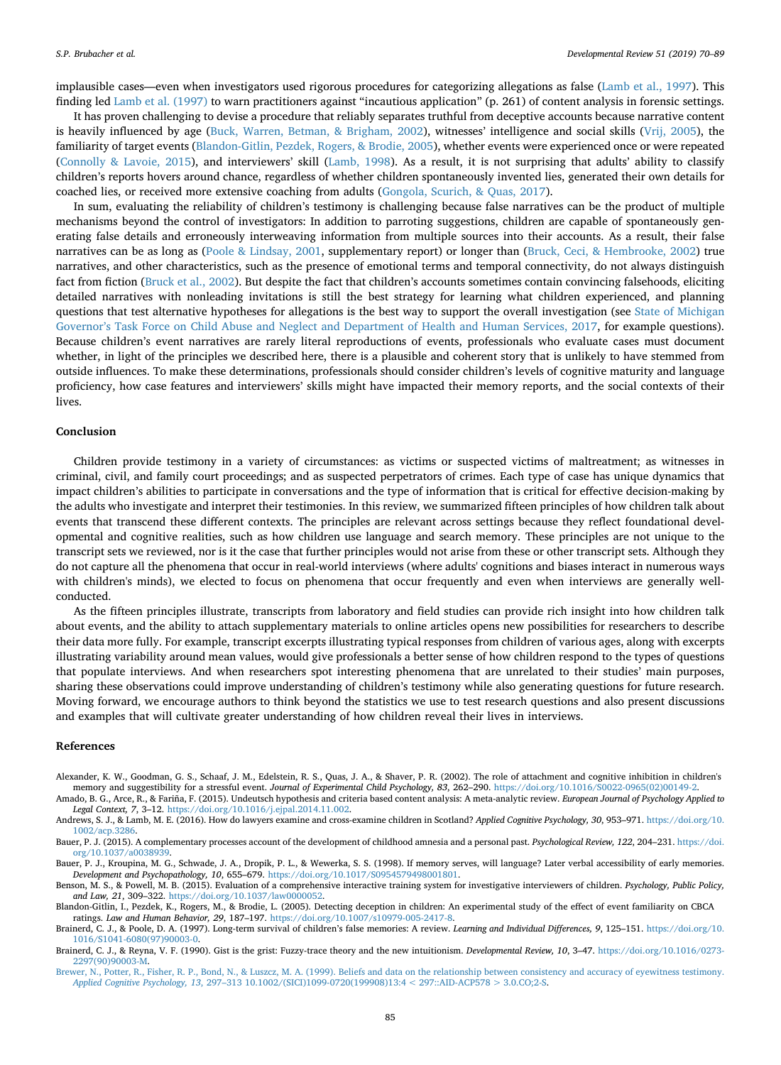implausible cases—even when investigators used rigorous procedures for categorizing allegations as false (Lamb et al., 1997). This finding led Lamb et al. (1997) to warn practitioners against "incautious application" (p. 261) of content analysis in forensic settings.

It has proven challenging to devise a procedure that reliably separates truthful from deceptive accounts because narrative content is heavily influenced by age (Buck, Warren, Betman, & Brigham, 2002), witnesses' intelligence and social skills (Vrij, 2005), the familiarity of target events (Blandon-Gitlin, Pezdek, Rogers, & Brodie, 2005), whether events were experienced once or were repeated (Connolly & Lavoie, 2015), and interviewers' skill (Lamb, 1998). As a result, it is not surprising that adults' ability to classify children's reports hovers around chance, regardless of whether children spontaneously invented lies, generated their own details for coached lies, or received more extensive coaching from adults (Gongola, Scurich, & Quas, 2017).

In sum, evaluating the reliability of children's testimony is challenging because false narratives can be the product of multiple mechanisms beyond the control of investigators: In addition to parroting suggestions, children are capable of spontaneously generating false details and erroneously interweaving information from multiple sources into their accounts. As a result, their false narratives can be as long as (Poole & Lindsay, 2001, supplementary report) or longer than (Bruck, Ceci, & Hembrooke, 2002) true narratives, and other characteristics, such as the presence of emotional terms and temporal connectivity, do not always distinguish fact from fiction (Bruck et al., 2002). But despite the fact that children's accounts sometimes contain convincing falsehoods, eliciting detailed narratives with nonleading invitations is still the best strategy for learning what children experienced, and planning questions that test alternative hypotheses for allegations is the best way to support the overall investigation (see State of Michigan Governor's Task Force on Child Abuse and Neglect and Department of Health and Human Services, 2017, for example questions). Because children's event narratives are rarely literal reproductions of events, professionals who evaluate cases must document whether, in light of the principles we described here, there is a plausible and coherent story that is unlikely to have stemmed from outside influences. To make these determinations, professionals should consider children's levels of cognitive maturity and language proficiency, how case features and interviewers' skills might have impacted their memory reports, and the social contexts of their lives.

## Conclusion

Children provide testimony in a variety of circumstances: as victims or suspected victims of maltreatment; as witnesses in criminal, civil, and family court proceedings; and as suspected perpetrators of crimes. Each type of case has unique dynamics that impact children's abilities to participate in conversations and the type of information that is critical for effective decision-making by the adults who investigate and interpret their testimonies. In this review, we summarized fifteen principles of how children talk about events that transcend these different contexts. The principles are relevant across settings because they reflect foundational developmental and cognitive realities, such as how children use language and search memory. These principles are not unique to the transcript sets we reviewed, nor is it the case that further principles would not arise from these or other transcript sets. Although they do not capture all the phenomena that occur in real-world interviews (where adults' cognitions and biases interact in numerous ways with children's minds), we elected to focus on phenomena that occur frequently and even when interviews are generally well-conducted.

As the fifteen principles illustrate, transcripts from laboratory and field studies can provide rich insight into how children talk about events, and the ability to attach supplementary materials to online articles opens new possibilities for researchers to describe their data more fully. For example, transcript excerpts illustrating typical responses from children of various ages, along with excerpts illustrating variability around mean values, would give professionals a better sense of how children respond to the types of questions that populate interviews. And when researchers spot interesting phenomena that are unrelated to their studies' main purposes, sharing these observations could improve understanding of children's testimony while also generating questions for future research. Moving forward, we encourage authors to think beyond the statistics we use to test research questions and also present discussions and examples that will cultivate greater understanding of how children reveal their lives in interviews.

## References

Alexander, K. W., Goodman, G. S., Schaaf, J. M., Edelstein, R. S., Quas, J. A., & Shaver, P. R. (2002). The role of attachment and cognitive inhibition in children's memory and suggestibility for a stressful event. *Journal of Experimental Child Psychology, 83*, 262–290. https://doi.org/10.1016/S0022-0965(02)00149-2.

Amado, B. G., Arce, R., & Fariña, F. (2015). Undeutsch hypothesis and criteria based content analysis: A meta-analytic review. *European Journal of Psychology Applied to Legal Context, 7*, 3–12. https://doi.org/10.1016/j.ejpal.2014.11.002.

Andrews, S. J., & Lamb, M. E. (2016). How do lawyers examine and cross-examine children in Scotland? *Applied Cognitive Psychology, 30*, 953–971. https://doi.org/10.1002/acp.3286.

Bauer, P. J. (2015). A complementary processes account of the development of childhood amnesia and a personal past. *Psychological Review, 122*, 204–231. https://doi.org/10.1037/a0038939.

Bauer, P. J., Kroupina, M. G., Schwade, J. A., Dropik, P. L., & Wewerka, S. S. (1998). If memory serves, will language? Later verbal accessibility of early memories. *Development and Psychopathology, 10*, 655–679. https://doi.org/10.1017/S0954579498001801.

Benson, M. S., & Powell, M. B. (2015). Evaluation of a comprehensive interactive training system for investigative interviewers of children. *Psychology, Public Policy, and Law, 21*, 309–322. https://doi.org/10.1037/law0000052.

Blandon-Gitlin, I., Pezdek, K., Rogers, M., & Brodie, L. (2005). Detecting deception in children: An experimental study of the effect of event familiarity on CBCA ratings. *Law and Human Behavior, 29*, 187–197. https://doi.org/10.1007/s10979-005-2417-8.

Brainerd, C. J., & Poole, D. A. (1997). Long-term survival of children's false memories: A review. *Learning and Individual Differences, 9*, 125–151. https://doi.org/10.1016/S1041-6080(97)90003-0.

Brainerd, C. J., & Reyna, V. F. (1990). Gist is the grist: Fuzzy-trace theory and the new intuitionism. *Developmental Review, 10*, 3–47. https://doi.org/10.1016/0273-2297(90)90003-M.

Brewer, N., Potter, R., Fisher, R. P., Bond, N., & Luszcz, M. A. (1999). Beliefs and data on the relationship between consistency and accuracy of eyewitness testimony. *Applied Cognitive Psychology, 13*, 297–313 10.1002/(SICI)1099-0720(199908)13:4 < 297::AID-ACP578 > 3.0.CO;2-S.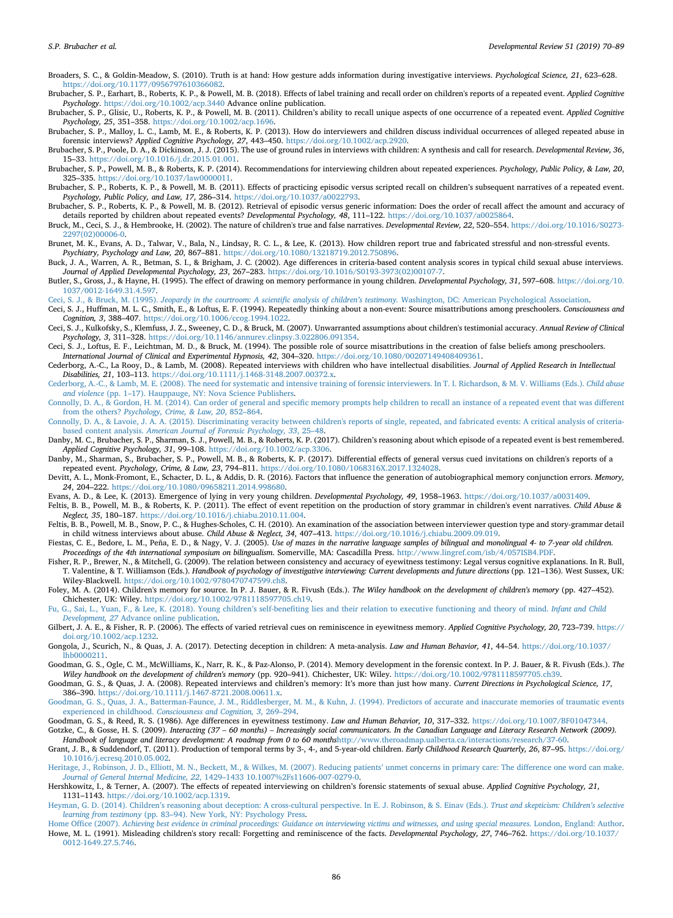Broaders, S. C., & Goldin-Meadow, S. (2010). Truth is at hand: How gesture adds information during investigative interviews. *Psychological Science, 21*, 623–628. https://doi.org/10.1177/0956797610366082.

Brubacher, S. P., Earhart, B., Roberts, K. P., & Powell, M. B. (2018). Effects of label training and recall order on children's reports of a repeated event. *Applied Cognitive Psychology*. https://doi.org/10.1002/acp.3440 Advance online publication.

Brubacher, S. P., Glisic, U., Roberts, K. P., & Powell, M. B. (2011). Children's ability to recall unique aspects of one occurrence of a repeated event. *Applied Cognitive Psychology, 25*, 351–358. https://doi.org/10.1002/acp.1696.

Brubacher, S. P., Malloy, L. C., Lamb, M. E., & Roberts, K. P. (2013). How do interviewers and children discuss individual occurrences of alleged repeated abuse in forensic interviews? *Applied Cognitive Psychology, 27*, 443–450. https://doi.org/10.1002/acp.2920.

Brubacher, S. P., Poole, D. A., & Dickinson, J. J. (2015). The use of ground rules in interviews with children: A synthesis and call for research. *Developmental Review, 36*, 15–33. https://doi.org/10.1016/j.dr.2015.01.001.

Brubacher, S. P., Powell, M. B., & Roberts, K. P. (2014). Recommendations for interviewing children about repeated experiences. *Psychology, Public Policy, & Law, 20*, 325–335. https://doi.org/10.1037/law0000011.

Brubacher, S. P., Roberts, K. P., & Powell, M. B. (2011). Effects of practicing episodic versus scripted recall on children's subsequent narratives of a repeated event. *Psychology, Public Policy, and Law, 17*, 286–314. https://doi.org/10.1037/a0022793.

Brubacher, S. P., Roberts, K. P., & Powell, M. B. (2012). Retrieval of episodic versus generic information: Does the order of recall affect the amount and accuracy of details reported by children about repeated events? *Developmental Psychology, 48*, 111–122. https://doi.org/10.1037/a0025864.

Bruck, M., Ceci, S. J., & Hembrooke, H. (2002). The nature of children's true and false narratives. *Developmental Review, 22*, 520–554. https://doi.org/10.1016/S0273-2297(02)00006-0.

Brunet, M. K., Evans, A. D., Talwar, V., Bala, N., Lindsay, R. C. L., & Lee, K. (2013). How children report true and fabricated stressful and non-stressful events. *Psychiatry, Psychology and Law, 20*, 867–881. https://doi.org/10.1080/13218719.2012.750896.

Buck, J. A., Warren, A. R., Betman, S. I., & Brigham, J. C. (2002). Age differences in criteria-based content analysis scores in typical child sexual abuse interviews. *Journal of Applied Developmental Psychology, 23*, 267–283. https://doi.org/10.1016/S0193-3973(02)00107-7.

Butler, S., Gross, J., & Hayne, H. (1995). The effect of drawing on memory performance in young children. *Developmental Psychology, 31*, 597–608. https://doi.org/10.1037/0012-1649.31.4.597.

Ceci, S. J., & Bruck, M. (1995). *Jeopardy in the courtroom: A scientific analysis of children's testimony.* Washington, DC: American Psychological Association.

Ceci, S. J., Huffman, M. L. C., Smith, E., & Loftus, E. F. (1994). Repeatedly thinking about a non-event: Source misattributions among preschoolers. *Consciousness and Cognition, 3*, 388–407. https://doi.org/10.1006/ccog.1994.1022.

Ceci, S. J., Kulkofsky, S., Klemfuss, J. Z., Sweeney, C. D., & Bruck, M. (2007). Unwarranted assumptions about children's testimonial accuracy. *Annual Review of Clinical Psychology, 3*, 311–328. https://doi.org/10.1146/annurev.clinpsy.3.022806.091354.

Ceci, S. J., Loftus, E. F., Leichtman, M. D., & Bruck, M. (1994). The possible role of source misattributions in the creation of false beliefs among preschoolers. *International Journal of Clinical and Experimental Hypnosis, 42*, 304–320. https://doi.org/10.1080/00207149408409361.

Cederborg, A.-C., La Rooy, D., & Lamb, M. (2008). Repeated interviews with children who have intellectual disabilities. *Journal of Applied Research in Intellectual Disabilities, 21*, 103–113. https://doi.org/10.1111/j.1468-3148.2007.00372.x.

Cederborg, A.-C., & Lamb, M. E. (2008). The need for systematic and intensive training of forensic interviewers. In T. I. Richardson, & M. V. Williams (Eds.). *Child abuse and violence* (pp. 1–17). Hauppauge, NY: Nova Science Publishers.

Connolly, D. A., & Gordon, H. M. (2014). Can order of general and specific memory prompts help children to recall an instance of a repeated event that was different from the others? *Psychology, Crime, & Law, 20*, 852–864.

Connolly, D. A., & Lavoie, J. A. A. (2015). Discriminating veracity between children's reports of single, repeated, and fabricated events: A critical analysis of criteria-based content analysis. *American Journal of Forensic Psychology, 33*, 25–48.

Danby, M. C., Brubacher, S. P., Sharman, S. J., Powell, M. B., & Roberts, K. P. (2017). Children's reasoning about which episode of a repeated event is best remembered. *Applied Cognitive Psychology, 31*, 99–108. https://doi.org/10.1002/acp.3306.

Danby, M., Sharman, S., Brubacher, S. P., Powell, M. B., & Roberts, K. P. (2017). Differential effects of general versus cued invitations on children's reports of a repeated event. *Psychology, Crime, & Law, 23*, 794–811. https://doi.org/10.1080/1068316X.2017.1324028.

Devitt, A. L., Monk-Fromont, E., Schacter, D. L., & Addis, D. R. (2016). Factors that influence the generation of autobiographical memory conjunction errors. *Memory, 24*, 204–222. https://doi.org/10.1080/09658211.2014.998680.

Evans, A. D., & Lee, K. (2013). Emergence of lying in very young children. *Developmental Psychology, 49*, 1958–1963. https://doi.org/10.1037/a0031409.

Feltis, B. B., Powell, M. B., & Roberts, K. P. (2011). The effect of event repetition on the production of story grammar in children's event narratives. *Child Abuse & Neglect, 35*, 180–187. https://doi.org/10.1016/j.chiabu.2010.11.004.

Feltis, B. B., Powell, M. B., Snow, P. C., & Hughes-Scholes, C. H. (2010). An examination of the association between interviewer question type and story-grammar detail in child witness interviews about abuse. *Child Abuse & Neglect, 34*, 407–413. https://doi.org/10.1016/j.chiabu.2009.09.019.

Fiestas, C. E., Bedore, L. M., Peña, E. D., & Nagy, V. J. (2005). *Use of mazes in the narrative language samples of bilingual and monolingual 4- to 7-year old children. Proceedings of the 4th international symposium on bilingualism.* Somerville, MA: Cascadilla Press. http://www.lingref.com/isb/4/057ISB4.PDF.

Fisher, R. P., Brewer, N., & Mitchell, G. (2009). The relation between consistency and accuracy of eyewitness testimony: Legal versus cognitive explanations. In R. Bull, T. Valentine, & T. Williamson (Eds.). *Handbook of psychology of investigative interviewing: Current developments and future directions* (pp. 121–136). West Sussex, UK: Wiley-Blackwell. https://doi.org/10.1002/9780470747599.ch8.

Foley, M. A. (2014). Children's memory for source. In P. J. Bauer, & R. Fivush (Eds.). *The Wiley handbook on the development of children's memory* (pp. 427–452). Chichester, UK: Wiley. https://doi.org/10.1002/9781118597705.ch19.

Fu, G., Sai, L., Yuan, F., & Lee, K. (2018). Young children's self-benefiting lies and their relation to executive functioning and theory of mind. *Infant and Child Development, 27* Advance online publication.

Gilbert, J. A. E., & Fisher, R. P. (2006). The effects of varied retrieval cues on reminiscence in eyewitness memory. *Applied Cognitive Psychology, 20*, 723–739. https://doi.org/10.1002/acp.1232.

Gongola, J., Scurich, N., & Quas, J. A. (2017). Detecting deception in children: A meta-analysis. *Law and Human Behavior, 41*, 44–54. https://doi.org/10.1037/lhb0000211.

Goodman, G. S., Ogle, C. M., McWilliams, K., Narr, R. K., & Paz-Alonso, P. (2014). Memory development in the forensic context. In P. J. Bauer, & R. Fivush (Eds.). *The Wiley handbook on the development of children's memory* (pp. 920–941). Chichester, UK: Wiley. https://doi.org/10.1002/9781118597705.ch39.

Goodman, G. S., & Quas, J. A. (2008). Repeated interviews and children's memory: It's more than just how many. *Current Directions in Psychological Science, 17*, 386–390. https://doi.org/10.1111/j.1467-8721.2008.00611.x.

Goodman, G. S., Quas, J. A., Batterman-Faunce, J. M., Riddlesberger, M. M., & Kuhn, J. (1994). Predictors of accurate and inaccurate memories of traumatic events experienced in childhood. *Consciousness and Cognition, 3*, 269–294.

Goodman, G. S., & Reed, R. S. (1986). Age differences in eyewitness testimony. *Law and Human Behavior, 10*, 317–332. https://doi.org/10.1007/BF01047344.

Gotzke, C., & Gosse, H. S. (2009). *Interacting (37 – 60 months) – Increasingly social communicators. In the Canadian Language and Literacy Research Network (2009). Handbook of language and literacy development: A roadmap from 0 to 60 months*http://www.theroadmap.ualberta.ca/interactions/research/37-60.

Grant, J. B., & Suddendorf, T. (2011). Production of temporal terms by 3-, 4-, and 5-year-old children. *Early Childhood Research Quarterly, 26*, 87–95. https://doi.org/10.1016/j.ecresq.2010.05.002.

Heritage, J., Robinson, J. D., Elliott, M. N., Beckett, M., & Wilkes, M. (2007). Reducing patients' unmet concerns in primary care: The difference one word can make. *Journal of General Internal Medicine, 22*, 1429–1433 10.1007%2Fs11606-007-0279-0.

Hershkowitz, I., & Terner, A. (2007). The effects of repeated interviewing on children's forensic statements of sexual abuse. *Applied Cognitive Psychology, 21*, 1131–1143. https://doi.org/10.1002/acp.1319.

Heyman, G. D. (2014). Children's reasoning about deception: A cross-cultural perspective. In E. J. Robinson, & S. Einav (Eds.). *Trust and skepticism: Children's selective learning from testimony* (pp. 83–94). New York, NY: Psychology Press.

Home Office (2007). *Achieving best evidence in criminal proceedings: Guidance on interviewing victims and witnesses, and using special measures.* London, England: Author.

Howe, M. L. (1991). Misleading children's story recall: Forgetting and reminiscence of the facts. *Developmental Psychology, 27*, 746–762. https://doi.org/10.1037/0012-1649.27.5.746.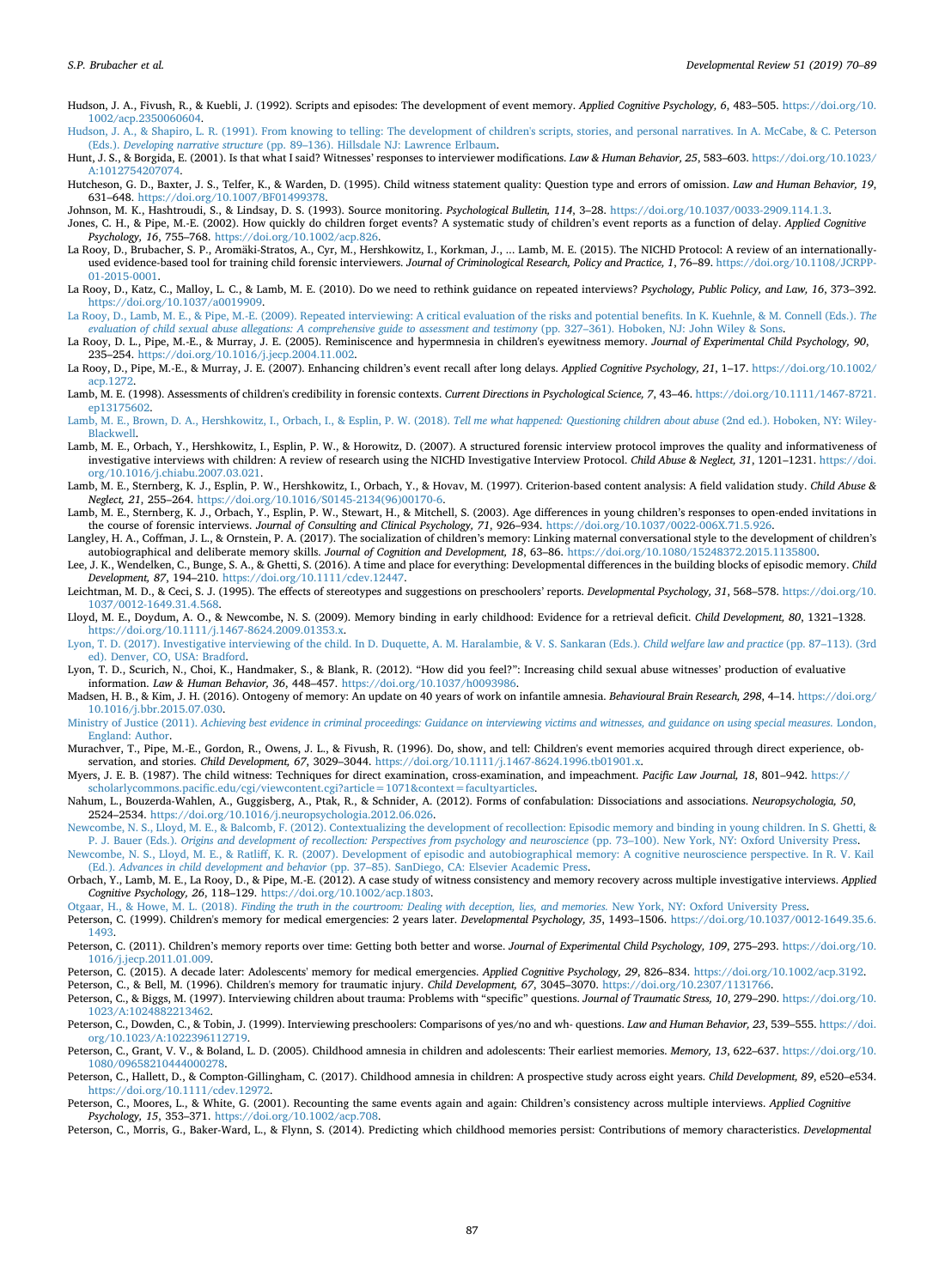Hudson, J. A., Fivush, R., & Kuebli, J. (1992). Scripts and episodes: The development of event memory. *Applied Cognitive Psychology, 6*, 483–505. https://doi.org/10.1002/acp.2350060604.

Hudson, J. A., & Shapiro, L. R. (1991). From knowing to telling: The development of children's scripts, stories, and personal narratives. In A. McCabe, & C. Peterson (Eds.). *Developing narrative structure* (pp. 89–136). Hillsdale NJ: Lawrence Erlbaum.

Hunt, J. S., & Borgida, E. (2001). Is that what I said? Witnesses' responses to interviewer modifications. *Law & Human Behavior, 25*, 583–603. https://doi.org/10.1023/A:1012754207074.

Hutcheson, G. D., Baxter, J. S., Telfer, K., & Warden, D. (1995). Child witness statement quality: Question type and errors of omission. *Law and Human Behavior, 19*, 631–648. https://doi.org/10.1007/BF01499378.

Johnson, M. K., Hashtroudi, S., & Lindsay, D. S. (1993). Source monitoring. *Psychological Bulletin, 114*, 3–28. https://doi.org/10.1037/0033-2909.114.1.3.

Jones, C. H., & Pipe, M.-E. (2002). How quickly do children forget events? A systematic study of children's event reports as a function of delay. *Applied Cognitive Psychology, 16*, 755–768. https://doi.org/10.1002/acp.826.

La Rooy, D., Brubacher, S. P., Aromäki-Stratos, A., Cyr, M., Hershkowitz, I., Korkman, J., ... Lamb, M. E. (2015). The NICHD Protocol: A review of an internationally-used evidence-based tool for training child forensic interviewers. *Journal of Criminological Research, Policy and Practice, 1*, 76–89. https://doi.org/10.1108/JCRPP-01-2015-0001.

La Rooy, D., Katz, C., Malloy, L. C., & Lamb, M. E. (2010). Do we need to rethink guidance on repeated interviews? *Psychology, Public Policy, and Law, 16*, 373–392. https://doi.org/10.1037/a0019909.

La Rooy, D., Lamb, M. E., & Pipe, M.-E. (2009). Repeated interviewing: A critical evaluation of the risks and potential benefits. In K. Kuehnle, & M. Connell (Eds.). *The evaluation of child sexual abuse allegations: A comprehensive guide to assessment and testimony* (pp. 327–361). Hoboken, NJ: John Wiley & Sons.

La Rooy, D. L., Pipe, M.-E., & Murray, J. E. (2005). Reminiscence and hypermnesia in children's eyewitness memory. *Journal of Experimental Child Psychology, 90*, 235–254. https://doi.org/10.1016/j.jecp.2004.11.002.

La Rooy, D., Pipe, M.-E., & Murray, J. E. (2007). Enhancing children's event recall after long delays. *Applied Cognitive Psychology, 21*, 1–17. https://doi.org/10.1002/acp.1272.

Lamb, M. E. (1998). Assessments of children's credibility in forensic contexts. *Current Directions in Psychological Science, 7*, 43–46. https://doi.org/10.1111/1467-8721.ep13175602.

Lamb, M. E., Brown, D. A., Hershkowitz, I., Orbach, I., & Esplin, P. W. (2018). *Tell me what happened: Questioning children about abuse* (2nd ed.). Hoboken, NY: Wiley-Blackwell.

Lamb, M. E., Orbach, Y., Hershkowitz, I., Esplin, P. W., & Horowitz, D. (2007). A structured forensic interview protocol improves the quality and informativeness of investigative interviews with children: A review of research using the NICHD Investigative Interview Protocol. *Child Abuse & Neglect, 31*, 1201–1231. https://doi.org/10.1016/j.chiabu.2007.03.021.

Lamb, M. E., Sternberg, K. J., Esplin, P. W., Hershkowitz, I., Orbach, Y., & Hovav, M. (1997). Criterion-based content analysis: A field validation study. *Child Abuse & Neglect, 21*, 255–264. https://doi.org/10.1016/S0145-2134(96)00170-6.

Lamb, M. E., Sternberg, K. J., Orbach, Y., Esplin, P. W., Stewart, H., & Mitchell, S. (2003). Age differences in young children's responses to open-ended invitations in the course of forensic interviews. *Journal of Consulting and Clinical Psychology, 71*, 926–934. https://doi.org/10.1037/0022-006X.71.5.926.

Langley, H. A., Coffman, J. L., & Ornstein, P. A. (2017). The socialization of children's memory: Linking maternal conversational style to the development of children's autobiographical and deliberate memory skills. *Journal of Cognition and Development, 18*, 63–86. https://doi.org/10.1080/15248372.2015.1135800.

Lee, J. K., Wendelken, C., Bunge, S. A., & Ghetti, S. (2016). A time and place for everything: Developmental differences in the building blocks of episodic memory. *Child Development, 87*, 194–210. https://doi.org/10.1111/cdev.12447.

Leichtman, M. D., & Ceci, S. J. (1995). The effects of stereotypes and suggestions on preschoolers' reports. *Developmental Psychology, 31*, 568–578. https://doi.org/10.1037/0012-1649.31.4.568.

Lloyd, M. E., Doydum, A. O., & Newcombe, N. S. (2009). Memory binding in early childhood: Evidence for a retrieval deficit. *Child Development, 80*, 1321–1328. https://doi.org/10.1111/j.1467-8624.2009.01353.x.

Lyon, T. D. (2017). Investigative interviewing of the child. In D. Duquette, A. M. Haralambie, & V. S. Sankaran (Eds.). *Child welfare law and practice* (pp. 87–113). (3rd ed). Denver, CO, USA: Bradford.

Lyon, T. D., Scurich, N., Choi, K., Handmaker, S., & Blank, R. (2012). "How did you feel?": Increasing child sexual abuse witnesses' production of evaluative information. *Law & Human Behavior, 36*, 448–457. https://doi.org/10.1037/h0093986.

Madsen, H. B., & Kim, J. H. (2016). Ontogeny of memory: An update on 40 years of work on infantile amnesia. *Behavioural Brain Research, 298*, 4–14. https://doi.org/10.1016/j.bbr.2015.07.030.

Ministry of Justice (2011). *Achieving best evidence in criminal proceedings: Guidance on interviewing victims and witnesses, and guidance on using special measures.* London, England: Author.

Murachver, T., Pipe, M.-E., Gordon, R., Owens, J. L., & Fivush, R. (1996). Do, show, and tell: Children's event memories acquired through direct experience, observation, and stories. *Child Development, 67*, 3029–3044. https://doi.org/10.1111/j.1467-8624.1996.tb01901.x.

Myers, J. E. B. (1987). The child witness: Techniques for direct examination, cross-examination, and impeachment. *Pacific Law Journal, 18*, 801–942. https://scholarlycommons.pacific.edu/cgi/viewcontent.cgi?article=1071&context=facultyarticles.

Nahum, L., Bouzerda-Wahlen, A., Guggisberg, A., Ptak, R., & Schnider, A. (2012). Forms of confabulation: Dissociations and associations. *Neuropsychologia, 50*, 2524–2534. https://doi.org/10.1016/j.neuropsychologia.2012.06.026.

Newcombe, N. S., Lloyd, M. E., & Balcomb, F. (2012). Contextualizing the development of recollection: Episodic memory and binding in young children. In S. Ghetti, & P. J. Bauer (Eds.). *Origins and development of recollection: Perspectives from psychology and neuroscience* (pp. 73–100). New York, NY: Oxford University Press.

Newcombe, N. S., Lloyd, M. E., & Ratliff, K. R. (2007). Development of episodic and autobiographical memory: A cognitive neuroscience perspective. In R. V. Kail (Ed.). *Advances in child development and behavior* (pp. 37–85). SanDiego, CA: Elsevier Academic Press.

Orbach, Y., Lamb, M. E., La Rooy, D., & Pipe, M.-E. (2012). A case study of witness consistency and memory recovery across multiple investigative interviews. *Applied Cognitive Psychology, 26*, 118–129. https://doi.org/10.1002/acp.1803.

Otgaar, H., & Howe, M. L. (2018). *Finding the truth in the courtroom: Dealing with deception, lies, and memories.* New York, NY: Oxford University Press.

Peterson, C. (1999). Children's memory for medical emergencies: 2 years later. *Developmental Psychology, 35*, 1493–1506. https://doi.org/10.1037/0012-1649.35.6.1493.

Peterson, C. (2011). Children's memory reports over time: Getting both better and worse. *Journal of Experimental Child Psychology, 109*, 275–293. https://doi.org/10.1016/j.jecp.2011.01.009.

Peterson, C. (2015). A decade later: Adolescents' memory for medical emergencies. *Applied Cognitive Psychology, 29*, 826–834. https://doi.org/10.1002/acp.3192.

Peterson, C., & Bell, M. (1996). Children's memory for traumatic injury. *Child Development, 67*, 3045–3070. https://doi.org/10.2307/1131766.

Peterson, C., & Biggs, M. (1997). Interviewing children about trauma: Problems with "specific" questions. *Journal of Traumatic Stress, 10*, 279–290. https://doi.org/10.1023/A:1024882213462.

Peterson, C., Dowden, C., & Tobin, J. (1999). Interviewing preschoolers: Comparisons of yes/no and wh- questions. *Law and Human Behavior, 23*, 539–555. https://doi.org/10.1023/A:1022396112719.

Peterson, C., Grant, V. V., & Boland, L. D. (2005). Childhood amnesia in children and adolescents: Their earliest memories. *Memory, 13*, 622–637. https://doi.org/10.1080/09658210444000278.

Peterson, C., Hallett, D., & Compton-Gillingham, C. (2017). Childhood amnesia in children: A prospective study across eight years. *Child Development, 89*, e520–e534. https://doi.org/10.1111/cdev.12972.

Peterson, C., Moores, L., & White, G. (2001). Recounting the same events again and again: Children's consistency across multiple interviews. *Applied Cognitive Psychology, 15*, 353–371. https://doi.org/10.1002/acp.708.

Peterson, C., Morris, G., Baker-Ward, L., & Flynn, S. (2014). Predicting which childhood memories persist: Contributions of memory characteristics. *Developmental*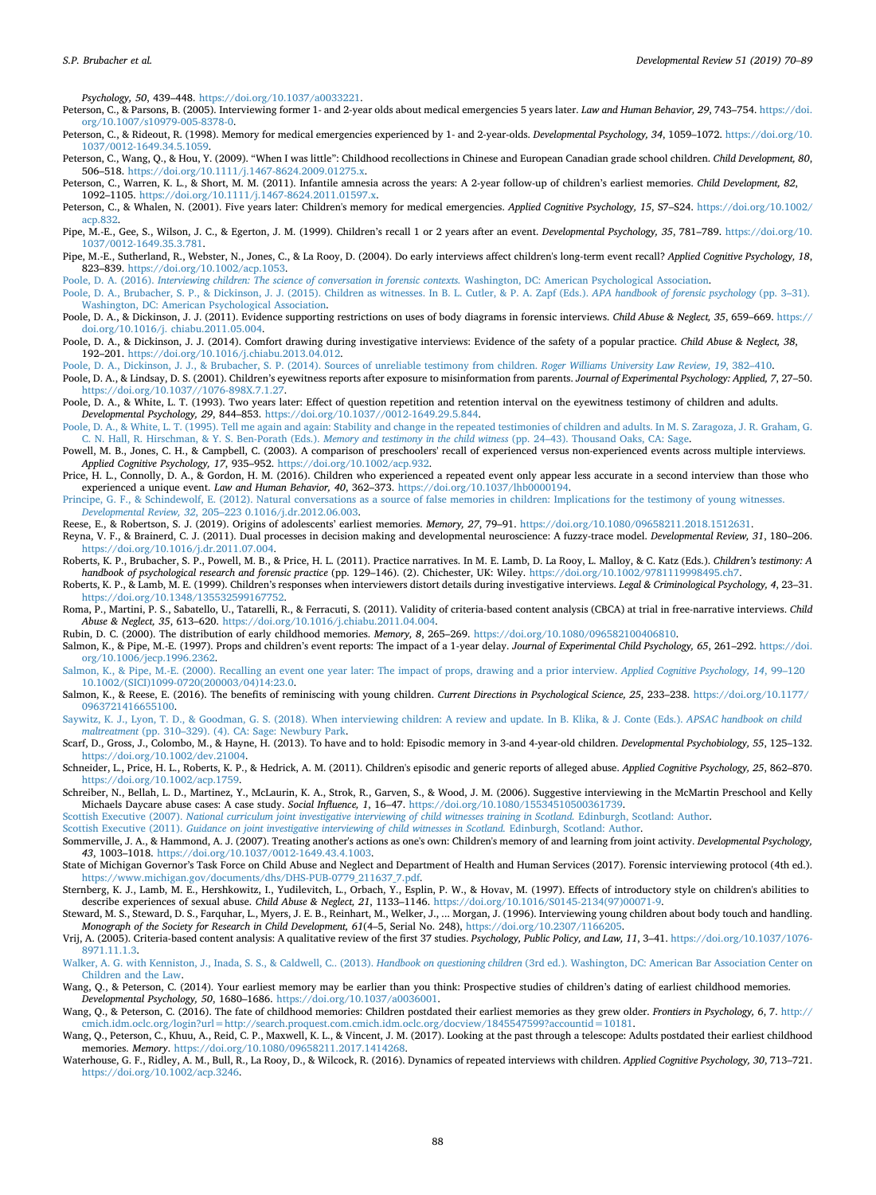Psychology, 50, 439–448. https://doi.org/10.1037/a0033221.

Peterson, C., & Parsons, B. (2005). Interviewing former 1- and 2-year olds about medical emergencies 5 years later. *Law and Human Behavior, 29*, 743–754. https://doi.org/10.1007/s10979-005-8378-0.

Peterson, C., & Rideout, R. (1998). Memory for medical emergencies experienced by 1- and 2-year-olds. *Developmental Psychology, 34*, 1059–1072. https://doi.org/10.1037/0012-1649.34.5.1059.

Peterson, C., Wang, Q., & Hou, Y. (2009). "When I was little": Childhood recollections in Chinese and European Canadian grade school children. *Child Development, 80*, 506–518. https://doi.org/10.1111/j.1467-8624.2009.01275.x.

Peterson, C., Warren, K. L., & Short, M. M. (2011). Infantile amnesia across the years: A 2-year follow-up of children's earliest memories. *Child Development, 82*, 1092–1105. https://doi.org/10.1111/j.1467-8624.2011.01597.x.

Peterson, C., & Whalen, N. (2001). Five years later: Children's memory for medical emergencies. *Applied Cognitive Psychology, 15*, S7–S24. https://doi.org/10.1002/acp.832.

Pipe, M.-E., Gee, S., Wilson, J. C., & Egerton, J. M. (1999). Children's recall 1 or 2 years after an event. *Developmental Psychology, 35*, 781–789. https://doi.org/10.1037/0012-1649.35.3.781.

Pipe, M.-E., Sutherland, R., Webster, N., Jones, C., & La Rooy, D. (2004). Do early interviews affect children's long-term event recall? *Applied Cognitive Psychology, 18*, 823–839. https://doi.org/10.1002/acp.1053.

Poole, D. A. (2016). *Interviewing children: The science of conversation in forensic contexts.* Washington, DC: American Psychological Association.

Poole, D. A., Brubacher, S. P., & Dickinson, J. J. (2015). Children as witnesses. In B. L. Cutler, & P. A. Zapf (Eds.). *APA handbook of forensic psychology* (pp. 3–31). Washington, DC: American Psychological Association.

Poole, D. A., & Dickinson, J. J. (2011). Evidence supporting restrictions on uses of body diagrams in forensic interviews. *Child Abuse & Neglect, 35*, 659–669. https://doi.org/10.1016/j. chiabu.2011.05.004.

Poole, D. A., & Dickinson, J. J. (2014). Comfort drawing during investigative interviews: Evidence of the safety of a popular practice. *Child Abuse & Neglect, 38*, 192–201. https://doi.org/10.1016/j.chiabu.2013.04.012.

Poole, D. A., Dickinson, J. J., & Brubacher, S. P. (2014). Sources of unreliable testimony from children. *Roger Williams University Law Review, 19*, 382–410.

Poole, D. A., & Lindsay, D. S. (2001). Children's eyewitness reports after exposure to misinformation from parents. *Journal of Experimental Psychology: Applied, 7*, 27–50. https://doi.org/10.1037//1076-898X.7.1.27.

Poole, D. A., & White, L. T. (1993). Two years later: Effect of question repetition and retention interval on the eyewitness testimony of children and adults. *Developmental Psychology, 29*, 844–853. https://doi.org/10.1037//0012-1649.29.5.844.

Poole, D. A., & White, L. T. (1995). Tell me again and again: Stability and change in the repeated testimonies of children and adults. In M. S. Zaragoza, J. R. Graham, G. C. N. Hall, R. Hirschman, & Y. S. Ben-Porath (Eds.). *Memory and testimony in the child witness* (pp. 24–43). Thousand Oaks, CA: Sage.

Powell, M. B., Jones, C. H., & Campbell, C. (2003). A comparison of preschoolers' recall of experienced versus non-experienced events across multiple interviews. *Applied Cognitive Psychology, 17*, 935–952. https://doi.org/10.1002/acp.932.

Price, H. L., Connolly, D. A., & Gordon, H. M. (2016). Children who experienced a repeated event only appear less accurate in a second interview than those who experienced a unique event. *Law and Human Behavior, 40*, 362–373. https://doi.org/10.1037/lhb0000194.

Principe, G. F., & Schindewolf, E. (2012). Natural conversations as a source of false memories in children: Implications for the testimony of young witnesses. *Developmental Review, 32*, 205–223 0.1016/j.dr.2012.06.003.

Reese, E., & Robertson, S. J. (2019). Origins of adolescents' earliest memories. *Memory, 27*, 79–91. https://doi.org/10.1080/09658211.2018.1512631.

Reyna, V. F., & Brainerd, C. J. (2011). Dual processes in decision making and developmental neuroscience: A fuzzy-trace model. *Developmental Review, 31*, 180–206. https://doi.org/10.1016/j.dr.2011.07.004.

Roberts, K. P., Brubacher, S. P., Powell, M. B., & Price, H. L. (2011). Practice narratives. In M. E. Lamb, D. La Rooy, L. Malloy, & C. Katz (Eds.). *Children's testimony: A handbook of psychological research and forensic practice* (pp. 129–146). (2). Chichester, UK: Wiley. https://doi.org/10.1002/9781119998495.ch7.

Roberts, K. P., & Lamb, M. E. (1999). Children's responses when interviewers distort details during investigative interviews. *Legal & Criminological Psychology, 4*, 23–31. https://doi.org/10.1348/135532599167752.

Roma, P., Martini, P. S., Sabatello, U., Tatarelli, R., & Ferracuti, S. (2011). Validity of criteria-based content analysis (CBCA) at trial in free-narrative interviews. *Child Abuse & Neglect, 35*, 613–620. https://doi.org/10.1016/j.chiabu.2011.04.004.

Rubin, D. C. (2000). The distribution of early childhood memories. *Memory, 8*, 265–269. https://doi.org/10.1080/096582100406810.

Salmon, K., & Pipe, M.-E. (1997). Props and children's event reports: The impact of a 1-year delay. *Journal of Experimental Child Psychology, 65*, 261–292. https://doi.org/10.1006/jecp.1996.2362.

Salmon, K., & Pipe, M.-E. (2000). Recalling an event one year later: The impact of props, drawing and a prior interview. *Applied Cognitive Psychology, 14*, 99–120 10.1002/(SICI)1099-0720(200003/04)14:23.0.

Salmon, K., & Reese, E. (2016). The benefits of reminiscing with young children. *Current Directions in Psychological Science, 25*, 233–238. https://doi.org/10.1177/0963721416655100.

Saywitz, K. J., Lyon, T. D., & Goodman, G. S. (2018). When interviewing children: A review and update. In B. Klika, & J. Conte (Eds.). *APSAC handbook on child maltreatment* (pp. 310–329). (4). CA: Sage: Newbury Park.

Scarf, D., Gross, J., Colombo, M., & Hayne, H. (2013). To have and to hold: Episodic memory in 3-and 4-year-old children. *Developmental Psychobiology, 55*, 125–132. https://doi.org/10.1002/dev.21004.

Schneider, L., Price, H. L., Roberts, K. P., & Hedrick, A. M. (2011). Children's episodic and generic reports of alleged abuse. *Applied Cognitive Psychology, 25*, 862–870. https://doi.org/10.1002/acp.1759.

Schreiber, N., Bellah, L. D., Martinez, Y., McLaurin, K. A., Strok, R., Garven, S., & Wood, J. M. (2006). Suggestive interviewing in the McMartin Preschool and Kelly Michaels Daycare abuse cases: A case study. *Social Influence, 1*, 16–47. https://doi.org/10.1080/15534510500361739.

Scottish Executive (2007). *National curriculum joint investigative interviewing of child witnesses training in Scotland.* Edinburgh, Scotland: Author.

Scottish Executive (2011). *Guidance on joint investigative interviewing of child witnesses in Scotland.* Edinburgh, Scotland: Author.

Sommerville, J. A., & Hammond, A. J. (2007). Treating another's actions as one's own: Children's memory of and learning from joint activity. *Developmental Psychology, 43*, 1003–1018. https://doi.org/10.1037/0012-1649.43.4.1003.

State of Michigan Governor's Task Force on Child Abuse and Neglect and Department of Health and Human Services (2017). Forensic interviewing protocol (4th ed.). https://www.michigan.gov/documents/dhs/DHS-PUB-0779_211637_7.pdf.

Sternberg, K. J., Lamb, M. E., Hershkowitz, I., Yudilevitch, L., Orbach, Y., Esplin, P. W., & Hovav, M. (1997). Effects of introductory style on children's abilities to describe experiences of sexual abuse. *Child Abuse & Neglect, 21*, 1133–1146. https://doi.org/10.1016/S0145-2134(97)00071-9.

Steward, M. S., Steward, D. S., Farquhar, L., Myers, J. E. B., Reinhart, M., Welker, J., ... Morgan, J. (1996). Interviewing young children about body touch and handling. *Monograph of the Society for Research in Child Development, 61*(4–5, Serial No. 248), https://doi.org/10.2307/1166205.

Vrij, A. (2005). Criteria-based content analysis: A qualitative review of the first 37 studies. *Psychology, Public Policy, and Law, 11*, 3–41. https://doi.org/10.1037/1076-8971.11.1.3.

Walker, A. G. with Kenniston, J., Inada, S. S., & Caldwell, C.. (2013). *Handbook on questioning children* (3rd ed.). Washington, DC: American Bar Association Center on Children and the Law.

Wang, Q., & Peterson, C. (2014). Your earliest memory may be earlier than you think: Prospective studies of children's dating of earliest childhood memories. *Developmental Psychology, 50*, 1680–1686. https://doi.org/10.1037/a0036001.

Wang, Q., & Peterson, C. (2016). The fate of childhood memories: Children postdated their earliest memories as they grew older. *Frontiers in Psychology, 6*, 7. http://cmich.idm.oclc.org/login?url=http://search.proquest.com.cmich.idm.oclc.org/docview/1845547599?accountid=10181.

Wang, Q., Peterson, C., Khuu, A., Reid, C. P., Maxwell, K. L., & Vincent, J. M. (2017). Looking at the past through a telescope: Adults postdated their earliest childhood memories. *Memory*. https://doi.org/10.1080/09658211.2017.1414268.

Waterhouse, G. F., Ridley, A. M., Bull, R., La Rooy, D., & Wilcock, R. (2016). Dynamics of repeated interviews with children. *Applied Cognitive Psychology, 30*, 713–721. https://doi.org/10.1002/acp.3246.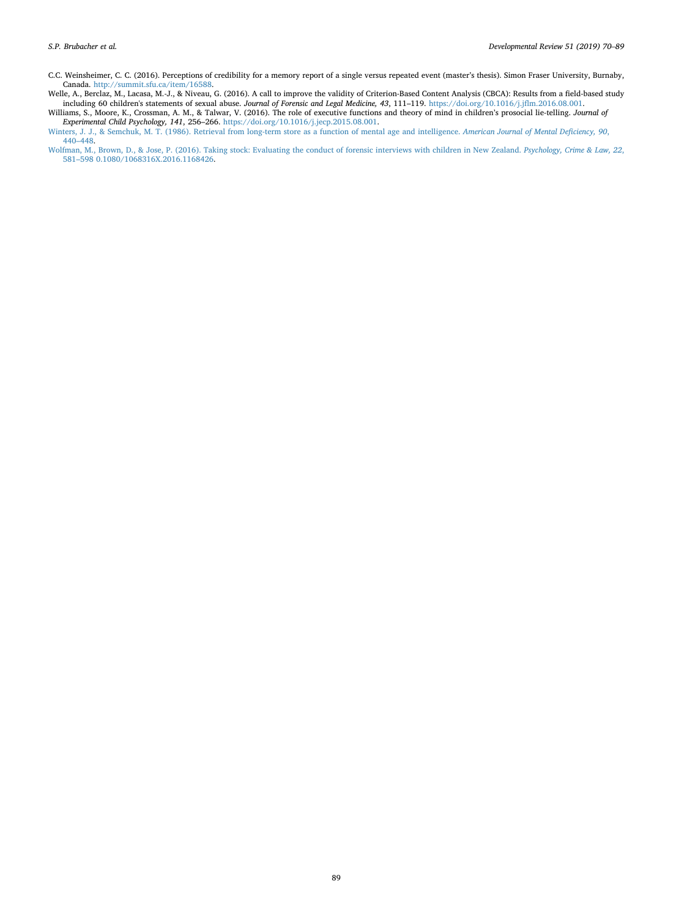C.C. Weinsheimer, C. C. (2016). Perceptions of credibility for a memory report of a single versus repeated event (master's thesis). Simon Fraser University, Burnaby, Canada. http://summit.sfu.ca/item/16588.

Welle, A., Berclaz, M., Lacasa, M.-J., & Niveau, G. (2016). A call to improve the validity of Criterion-Based Content Analysis (CBCA): Results from a field-based study including 60 children's statements of sexual abuse. *Journal of Forensic and Legal Medicine, 43*, 111–119. https://doi.org/10.1016/j.jflm.2016.08.001.

Williams, S., Moore, K., Crossman, A. M., & Talwar, V. (2016). The role of executive functions and theory of mind in children's prosocial lie-telling. *Journal of Experimental Child Psychology, 141*, 256–266. https://doi.org/10.1016/j.jecp.2015.08.001.

Winters, J. J., & Semchuk, M. T. (1986). Retrieval from long-term store as a function of mental age and intelligence. *American Journal of Mental Deficiency, 90*, 440–448.

Wolfman, M., Brown, D., & Jose, P. (2016). Taking stock: Evaluating the conduct of forensic interviews with children in New Zealand. *Psychology, Crime & Law, 22*, 581–598 0.1080/1068316X.2016.1168426.